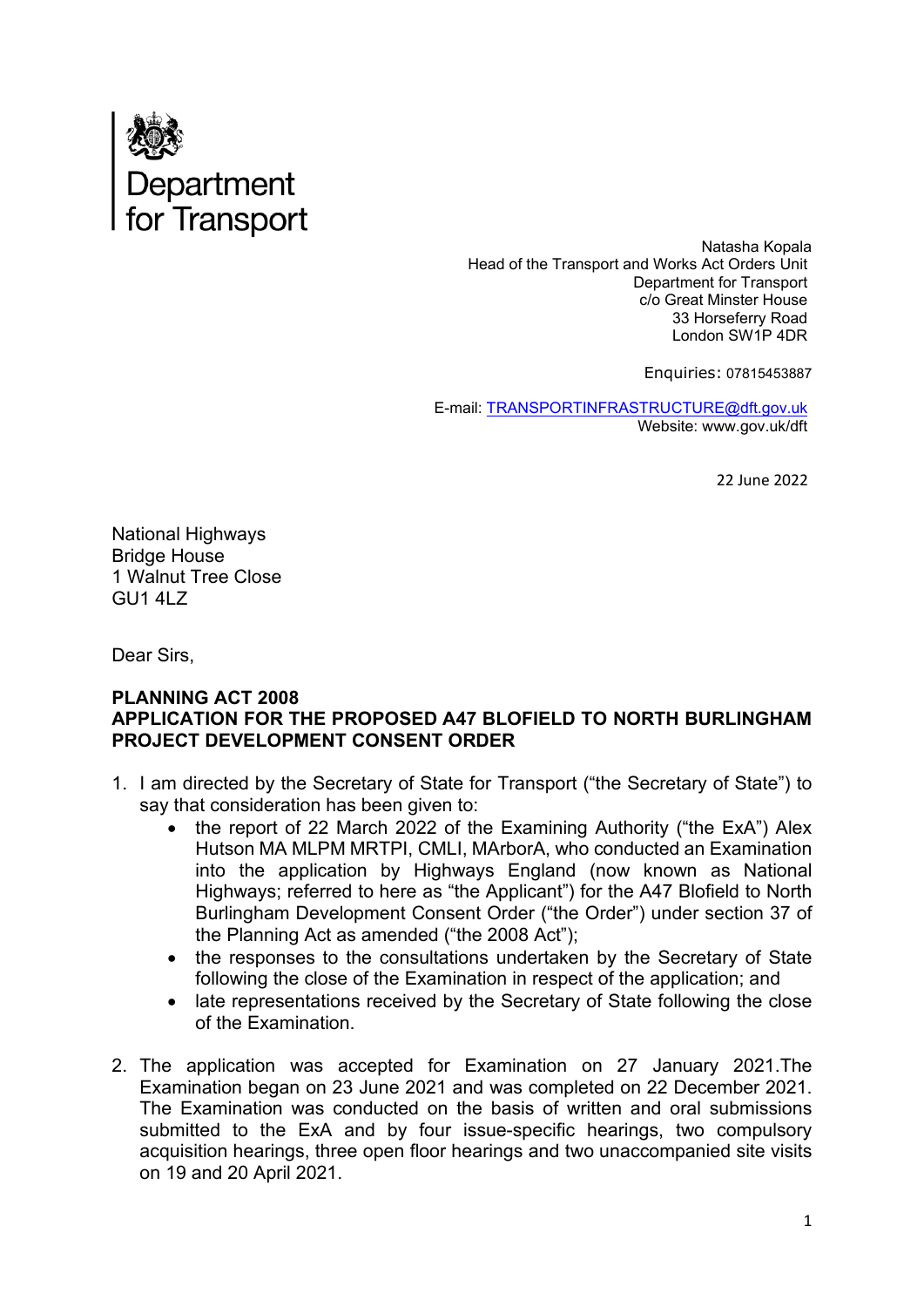Department for Transport

Natasha Kopala
Head of the Transport and Works Act Orders Unit
Department for Transport
c/o Great Minster House
33 Horseferry Road
London SW1P 4DR

Enquiries: 07815453887

E-mail: TRANSPORTINFRASTRUCTURE@dft.gov.uk
Website: www.gov.uk/dft

22 June 2022

National Highways
Bridge House
1 Walnut Tree Close
GU1 4LZ

Dear Sirs,

**PLANNING ACT 2008**
**APPLICATION FOR THE PROPOSED A47 BLOFIELD TO NORTH BURLINGHAM PROJECT DEVELOPMENT CONSENT ORDER**

1. I am directed by the Secretary of State for Transport ("the Secretary of State") to say that consideration has been given to:
   - the report of 22 March 2022 of the Examining Authority ("the ExA") Alex Hutson MA MLPM MRTPI, CMLI, MArborA, who conducted an Examination into the application by Highways England (now known as National Highways; referred to here as "the Applicant") for the A47 Blofield to North Burlingham Development Consent Order ("the Order") under section 37 of the Planning Act as amended ("the 2008 Act");
   - the responses to the consultations undertaken by the Secretary of State following the close of the Examination in respect of the application; and
   - late representations received by the Secretary of State following the close of the Examination.

2. The application was accepted for Examination on 27 January 2021.The Examination began on 23 June 2021 and was completed on 22 December 2021. The Examination was conducted on the basis of written and oral submissions submitted to the ExA and by four issue-specific hearings, two compulsory acquisition hearings, three open floor hearings and two unaccompanied site visits on 19 and 20 April 2021.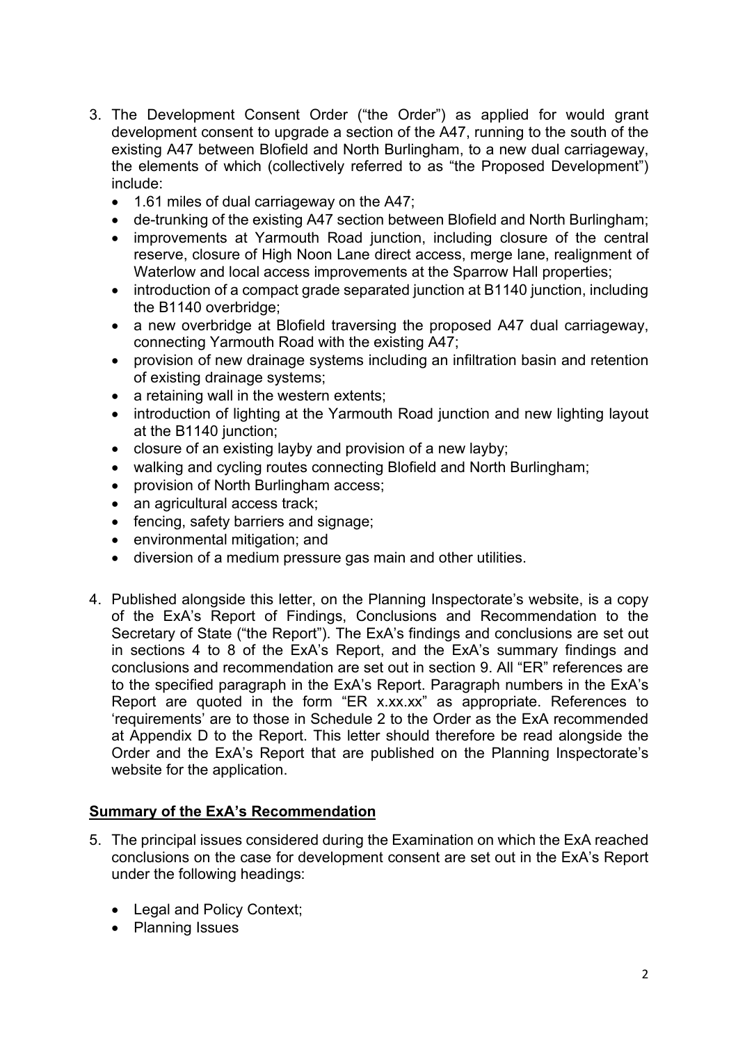3. The Development Consent Order ("the Order") as applied for would grant development consent to upgrade a section of the A47, running to the south of the existing A47 between Blofield and North Burlingham, to a new dual carriageway, the elements of which (collectively referred to as "the Proposed Development") include:
   - 1.61 miles of dual carriageway on the A47;
   - de-trunking of the existing A47 section between Blofield and North Burlingham;
   - improvements at Yarmouth Road junction, including closure of the central reserve, closure of High Noon Lane direct access, merge lane, realignment of Waterlow and local access improvements at the Sparrow Hall properties;
   - introduction of a compact grade separated junction at B1140 junction, including the B1140 overbridge;
   - a new overbridge at Blofield traversing the proposed A47 dual carriageway, connecting Yarmouth Road with the existing A47;
   - provision of new drainage systems including an infiltration basin and retention of existing drainage systems;
   - a retaining wall in the western extents;
   - introduction of lighting at the Yarmouth Road junction and new lighting layout at the B1140 junction;
   - closure of an existing layby and provision of a new layby;
   - walking and cycling routes connecting Blofield and North Burlingham;
   - provision of North Burlingham access;
   - an agricultural access track;
   - fencing, safety barriers and signage;
   - environmental mitigation; and
   - diversion of a medium pressure gas main and other utilities.

4. Published alongside this letter, on the Planning Inspectorate's website, is a copy of the ExA's Report of Findings, Conclusions and Recommendation to the Secretary of State ("the Report"). The ExA's findings and conclusions are set out in sections 4 to 8 of the ExA's Report, and the ExA's summary findings and conclusions and recommendation are set out in section 9. All "ER" references are to the specified paragraph in the ExA's Report. Paragraph numbers in the ExA's Report are quoted in the form "ER x.xx.xx" as appropriate. References to 'requirements' are to those in Schedule 2 to the Order as the ExA recommended at Appendix D to the Report. This letter should therefore be read alongside the Order and the ExA's Report that are published on the Planning Inspectorate's website for the application.

## Summary of the ExA's Recommendation

5. The principal issues considered during the Examination on which the ExA reached conclusions on the case for development consent are set out in the ExA's Report under the following headings:

   - Legal and Policy Context;
   - Planning Issues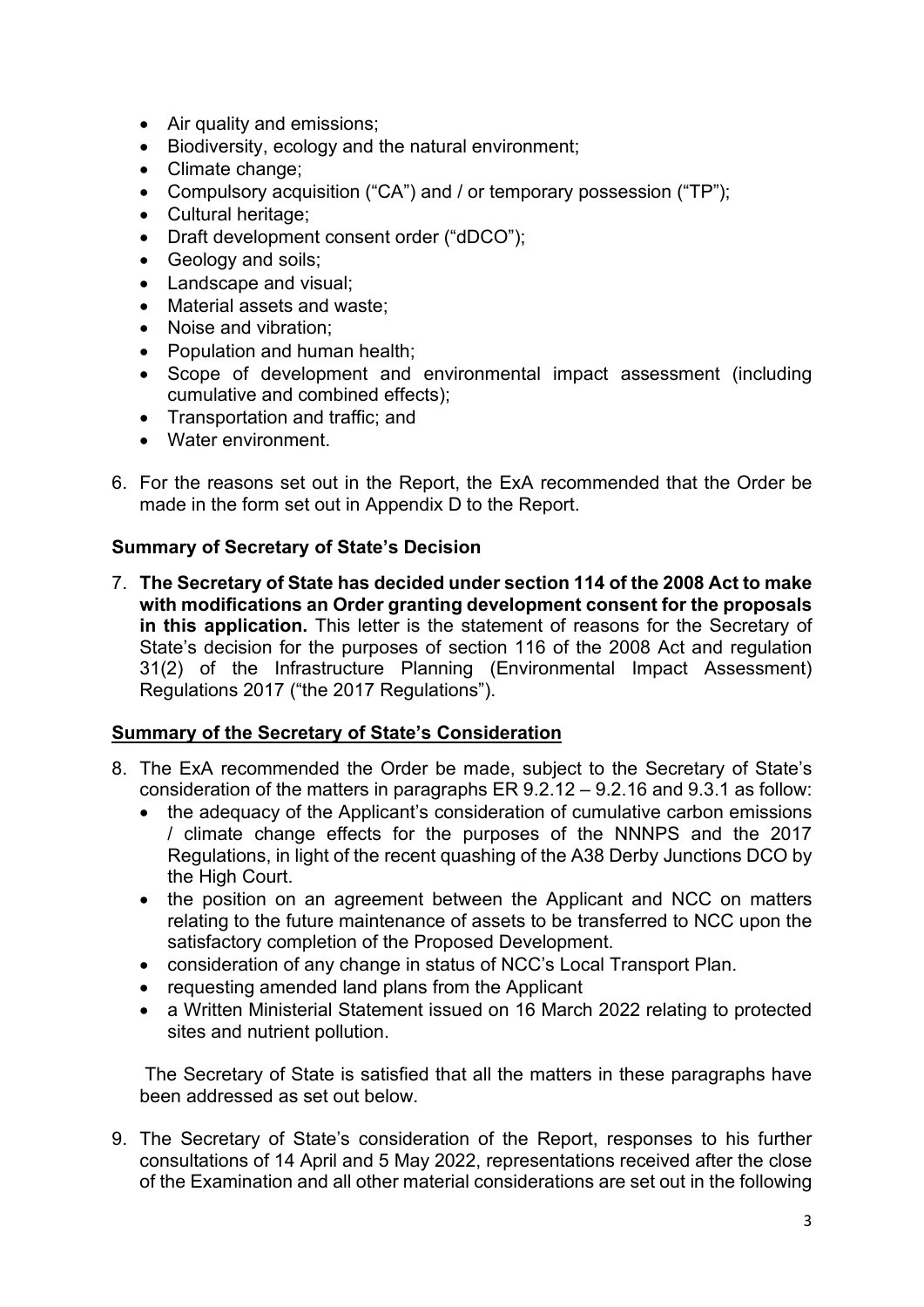- Air quality and emissions;
- Biodiversity, ecology and the natural environment;
- Climate change;
- Compulsory acquisition ("CA") and / or temporary possession ("TP");
- Cultural heritage;
- Draft development consent order ("dDCO");
- Geology and soils;
- Landscape and visual;
- Material assets and waste;
- Noise and vibration;
- Population and human health;
- Scope of development and environmental impact assessment (including cumulative and combined effects);
- Transportation and traffic; and
- Water environment.

6. For the reasons set out in the Report, the ExA recommended that the Order be made in the form set out in Appendix D to the Report.

**Summary of Secretary of State's Decision**

7. **The Secretary of State has decided under section 114 of the 2008 Act to make with modifications an Order granting development consent for the proposals in this application.** This letter is the statement of reasons for the Secretary of State's decision for the purposes of section 116 of the 2008 Act and regulation 31(2) of the Infrastructure Planning (Environmental Impact Assessment) Regulations 2017 ("the 2017 Regulations").

**Summary of the Secretary of State's Consideration**

8. The ExA recommended the Order be made, subject to the Secretary of State's consideration of the matters in paragraphs ER 9.2.12 – 9.2.16 and 9.3.1 as follow:
   - the adequacy of the Applicant's consideration of cumulative carbon emissions / climate change effects for the purposes of the NNNPS and the 2017 Regulations, in light of the recent quashing of the A38 Derby Junctions DCO by the High Court.
   - the position on an agreement between the Applicant and NCC on matters relating to the future maintenance of assets to be transferred to NCC upon the satisfactory completion of the Proposed Development.
   - consideration of any change in status of NCC's Local Transport Plan.
   - requesting amended land plans from the Applicant
   - a Written Ministerial Statement issued on 16 March 2022 relating to protected sites and nutrient pollution.

   The Secretary of State is satisfied that all the matters in these paragraphs have been addressed as set out below.

9. The Secretary of State's consideration of the Report, responses to his further consultations of 14 April and 5 May 2022, representations received after the close of the Examination and all other material considerations are set out in the following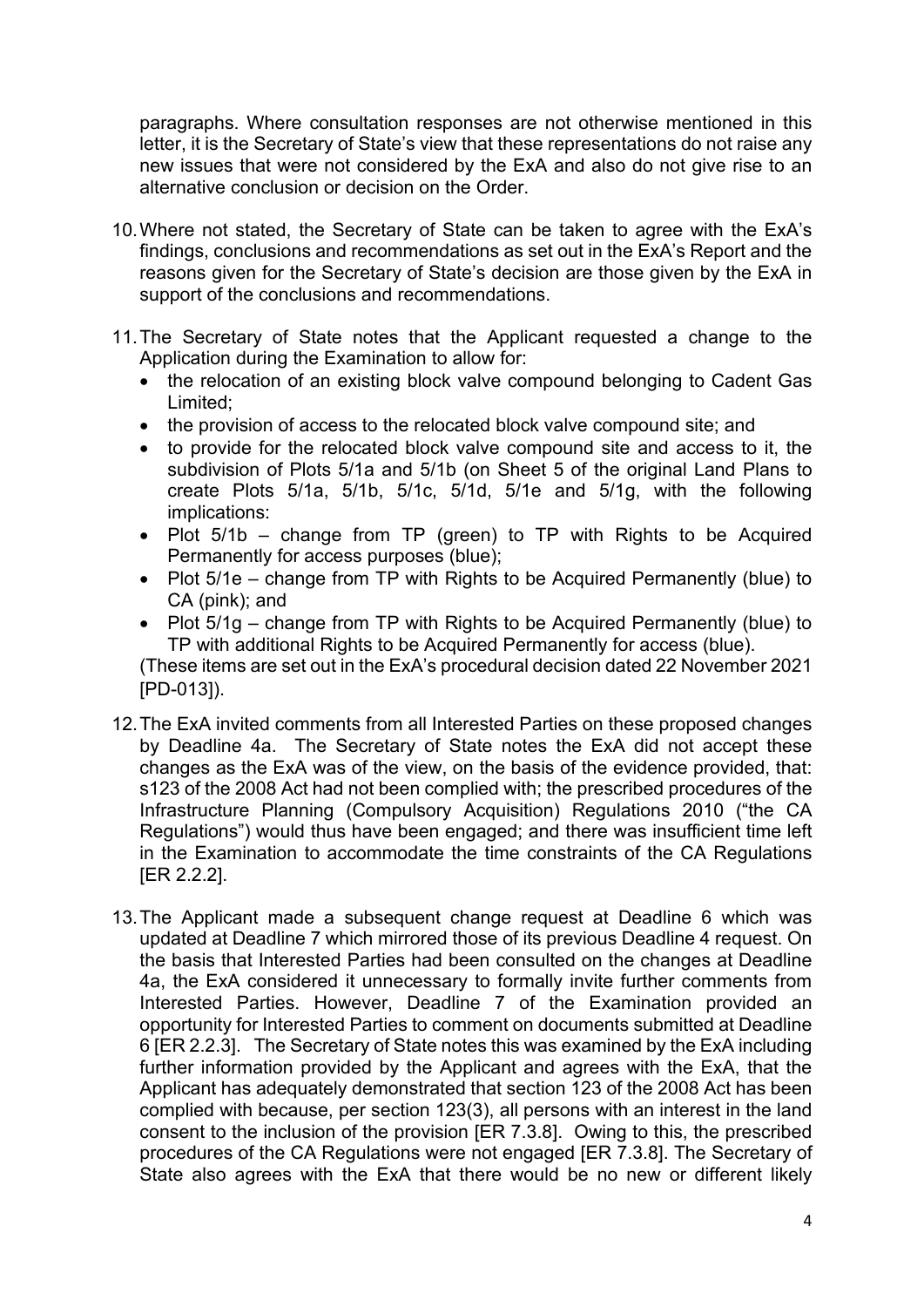paragraphs. Where consultation responses are not otherwise mentioned in this letter, it is the Secretary of State's view that these representations do not raise any new issues that were not considered by the ExA and also do not give rise to an alternative conclusion or decision on the Order.

10. Where not stated, the Secretary of State can be taken to agree with the ExA's findings, conclusions and recommendations as set out in the ExA's Report and the reasons given for the Secretary of State's decision are those given by the ExA in support of the conclusions and recommendations.

11. The Secretary of State notes that the Applicant requested a change to the Application during the Examination to allow for:
    - the relocation of an existing block valve compound belonging to Cadent Gas Limited;
    - the provision of access to the relocated block valve compound site; and
    - to provide for the relocated block valve compound site and access to it, the subdivision of Plots 5/1a and 5/1b (on Sheet 5 of the original Land Plans to create Plots 5/1a, 5/1b, 5/1c, 5/1d, 5/1e and 5/1g, with the following implications:
    - Plot 5/1b – change from TP (green) to TP with Rights to be Acquired Permanently for access purposes (blue);
    - Plot 5/1e – change from TP with Rights to be Acquired Permanently (blue) to CA (pink); and
    - Plot 5/1g – change from TP with Rights to be Acquired Permanently (blue) to TP with additional Rights to be Acquired Permanently for access (blue).

    (These items are set out in the ExA's procedural decision dated 22 November 2021 [PD-013]).

12. The ExA invited comments from all Interested Parties on these proposed changes by Deadline 4a. The Secretary of State notes the ExA did not accept these changes as the ExA was of the view, on the basis of the evidence provided, that: s123 of the 2008 Act had not been complied with; the prescribed procedures of the Infrastructure Planning (Compulsory Acquisition) Regulations 2010 ("the CA Regulations") would thus have been engaged; and there was insufficient time left in the Examination to accommodate the time constraints of the CA Regulations [ER 2.2.2].

13. The Applicant made a subsequent change request at Deadline 6 which was updated at Deadline 7 which mirrored those of its previous Deadline 4 request. On the basis that Interested Parties had been consulted on the changes at Deadline 4a, the ExA considered it unnecessary to formally invite further comments from Interested Parties. However, Deadline 7 of the Examination provided an opportunity for Interested Parties to comment on documents submitted at Deadline 6 [ER 2.2.3]. The Secretary of State notes this was examined by the ExA including further information provided by the Applicant and agrees with the ExA, that the Applicant has adequately demonstrated that section 123 of the 2008 Act has been complied with because, per section 123(3), all persons with an interest in the land consent to the inclusion of the provision [ER 7.3.8]. Owing to this, the prescribed procedures of the CA Regulations were not engaged [ER 7.3.8]. The Secretary of State also agrees with the ExA that there would be no new or different likely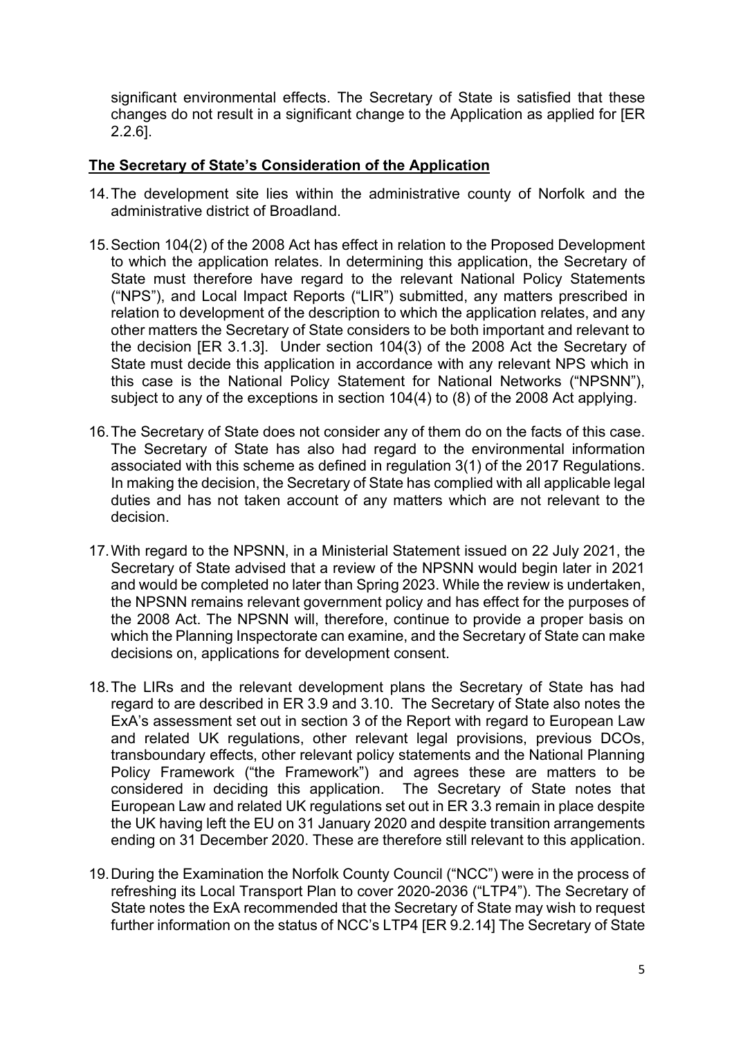significant environmental effects. The Secretary of State is satisfied that these changes do not result in a significant change to the Application as applied for [ER 2.2.6].

## The Secretary of State's Consideration of the Application

14. The development site lies within the administrative county of Norfolk and the administrative district of Broadland.

15. Section 104(2) of the 2008 Act has effect in relation to the Proposed Development to which the application relates. In determining this application, the Secretary of State must therefore have regard to the relevant National Policy Statements ("NPS"), and Local Impact Reports ("LIR") submitted, any matters prescribed in relation to development of the description to which the application relates, and any other matters the Secretary of State considers to be both important and relevant to the decision [ER 3.1.3]. Under section 104(3) of the 2008 Act the Secretary of State must decide this application in accordance with any relevant NPS which in this case is the National Policy Statement for National Networks ("NPSNN"), subject to any of the exceptions in section 104(4) to (8) of the 2008 Act applying.

16. The Secretary of State does not consider any of them do on the facts of this case. The Secretary of State has also had regard to the environmental information associated with this scheme as defined in regulation 3(1) of the 2017 Regulations. In making the decision, the Secretary of State has complied with all applicable legal duties and has not taken account of any matters which are not relevant to the decision.

17. With regard to the NPSNN, in a Ministerial Statement issued on 22 July 2021, the Secretary of State advised that a review of the NPSNN would begin later in 2021 and would be completed no later than Spring 2023. While the review is undertaken, the NPSNN remains relevant government policy and has effect for the purposes of the 2008 Act. The NPSNN will, therefore, continue to provide a proper basis on which the Planning Inspectorate can examine, and the Secretary of State can make decisions on, applications for development consent.

18. The LIRs and the relevant development plans the Secretary of State has had regard to are described in ER 3.9 and 3.10. The Secretary of State also notes the ExA's assessment set out in section 3 of the Report with regard to European Law and related UK regulations, other relevant legal provisions, previous DCOs, transboundary effects, other relevant policy statements and the National Planning Policy Framework ("the Framework") and agrees these are matters to be considered in deciding this application. The Secretary of State notes that European Law and related UK regulations set out in ER 3.3 remain in place despite the UK having left the EU on 31 January 2020 and despite transition arrangements ending on 31 December 2020. These are therefore still relevant to this application.

19. During the Examination the Norfolk County Council ("NCC") were in the process of refreshing its Local Transport Plan to cover 2020-2036 ("LTP4"). The Secretary of State notes the ExA recommended that the Secretary of State may wish to request further information on the status of NCC's LTP4 [ER 9.2.14] The Secretary of State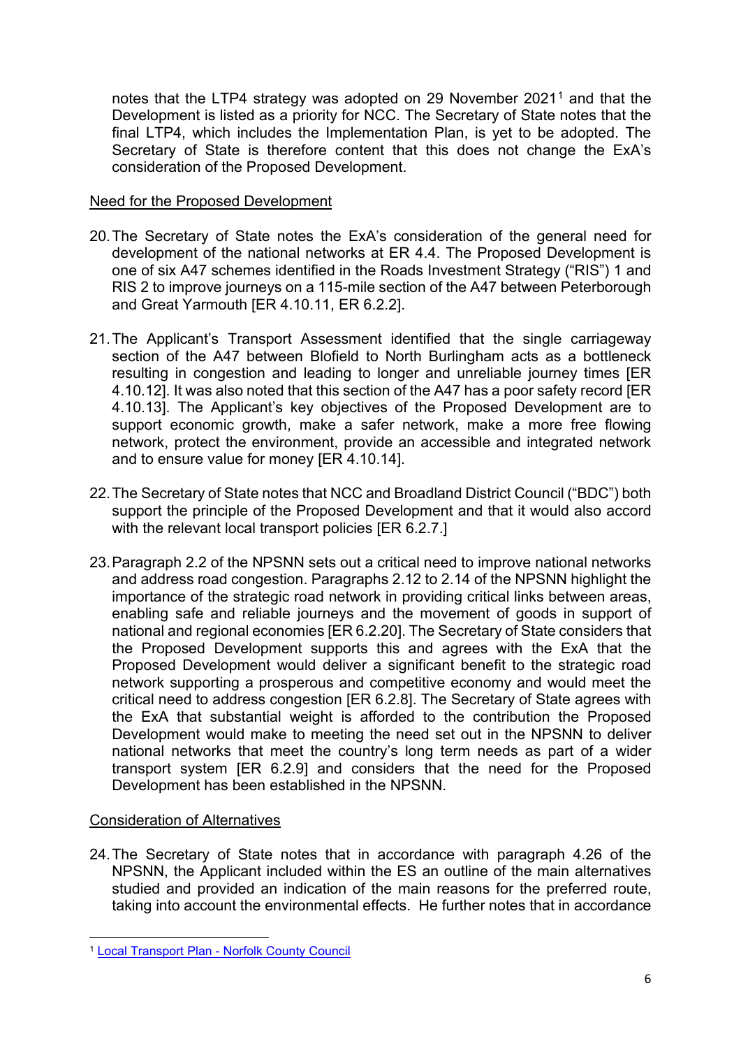notes that the LTP4 strategy was adopted on 29 November 2021[1] and that the Development is listed as a priority for NCC. The Secretary of State notes that the final LTP4, which includes the Implementation Plan, is yet to be adopted. The Secretary of State is therefore content that this does not change the ExA's consideration of the Proposed Development.

Need for the Proposed Development

20. The Secretary of State notes the ExA's consideration of the general need for development of the national networks at ER 4.4. The Proposed Development is one of six A47 schemes identified in the Roads Investment Strategy ("RIS") 1 and RIS 2 to improve journeys on a 115-mile section of the A47 between Peterborough and Great Yarmouth [ER 4.10.11, ER 6.2.2].

21. The Applicant's Transport Assessment identified that the single carriageway section of the A47 between Blofield to North Burlingham acts as a bottleneck resulting in congestion and leading to longer and unreliable journey times [ER 4.10.12]. It was also noted that this section of the A47 has a poor safety record [ER 4.10.13]. The Applicant's key objectives of the Proposed Development are to support economic growth, make a safer network, make a more free flowing network, protect the environment, provide an accessible and integrated network and to ensure value for money [ER 4.10.14].

22. The Secretary of State notes that NCC and Broadland District Council ("BDC") both support the principle of the Proposed Development and that it would also accord with the relevant local transport policies [ER 6.2.7.]

23. Paragraph 2.2 of the NPSNN sets out a critical need to improve national networks and address road congestion. Paragraphs 2.12 to 2.14 of the NPSNN highlight the importance of the strategic road network in providing critical links between areas, enabling safe and reliable journeys and the movement of goods in support of national and regional economies [ER 6.2.20]. The Secretary of State considers that the Proposed Development supports this and agrees with the ExA that the Proposed Development would deliver a significant benefit to the strategic road network supporting a prosperous and competitive economy and would meet the critical need to address congestion [ER 6.2.8]. The Secretary of State agrees with the ExA that substantial weight is afforded to the contribution the Proposed Development would make to meeting the need set out in the NPSNN to deliver national networks that meet the country's long term needs as part of a wider transport system [ER 6.2.9] and considers that the need for the Proposed Development has been established in the NPSNN.

Consideration of Alternatives

24. The Secretary of State notes that in accordance with paragraph 4.26 of the NPSNN, the Applicant included within the ES an outline of the main alternatives studied and provided an indication of the main reasons for the preferred route, taking into account the environmental effects. He further notes that in accordance

[1] Local Transport Plan - Norfolk County Council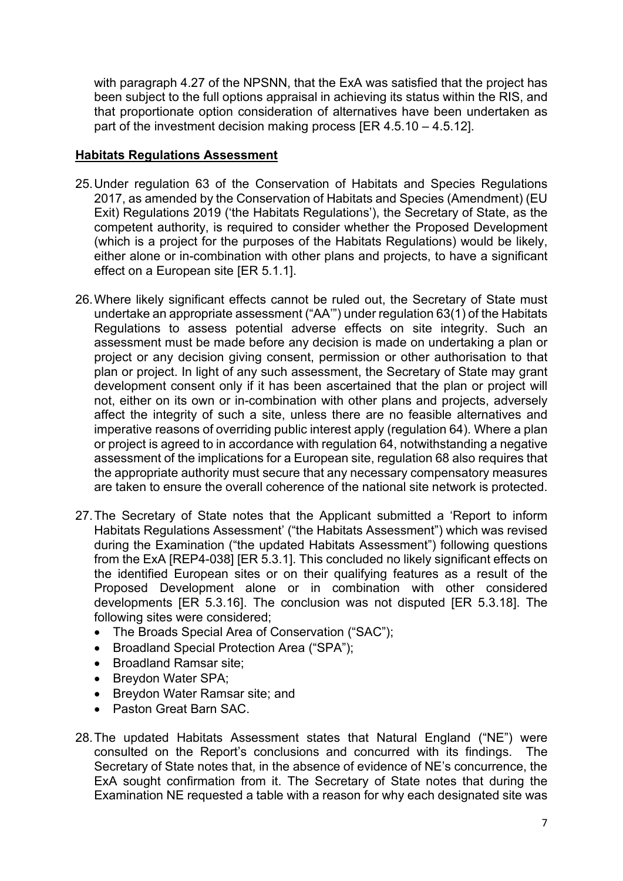with paragraph 4.27 of the NPSNN, that the ExA was satisfied that the project has been subject to the full options appraisal in achieving its status within the RIS, and that proportionate option consideration of alternatives have been undertaken as part of the investment decision making process [ER 4.5.10 – 4.5.12].

## Habitats Regulations Assessment

25. Under regulation 63 of the Conservation of Habitats and Species Regulations 2017, as amended by the Conservation of Habitats and Species (Amendment) (EU Exit) Regulations 2019 ('the Habitats Regulations'), the Secretary of State, as the competent authority, is required to consider whether the Proposed Development (which is a project for the purposes of the Habitats Regulations) would be likely, either alone or in-combination with other plans and projects, to have a significant effect on a European site [ER 5.1.1].

26. Where likely significant effects cannot be ruled out, the Secretary of State must undertake an appropriate assessment ("AA'") under regulation 63(1) of the Habitats Regulations to assess potential adverse effects on site integrity. Such an assessment must be made before any decision is made on undertaking a plan or project or any decision giving consent, permission or other authorisation to that plan or project. In light of any such assessment, the Secretary of State may grant development consent only if it has been ascertained that the plan or project will not, either on its own or in-combination with other plans and projects, adversely affect the integrity of such a site, unless there are no feasible alternatives and imperative reasons of overriding public interest apply (regulation 64). Where a plan or project is agreed to in accordance with regulation 64, notwithstanding a negative assessment of the implications for a European site, regulation 68 also requires that the appropriate authority must secure that any necessary compensatory measures are taken to ensure the overall coherence of the national site network is protected.

27. The Secretary of State notes that the Applicant submitted a 'Report to inform Habitats Regulations Assessment' ("the Habitats Assessment") which was revised during the Examination ("the updated Habitats Assessment") following questions from the ExA [REP4-038] [ER 5.3.1]. This concluded no likely significant effects on the identified European sites or on their qualifying features as a result of the Proposed Development alone or in combination with other considered developments [ER 5.3.16]. The conclusion was not disputed [ER 5.3.18]. The following sites were considered;
    - The Broads Special Area of Conservation ("SAC");
    - Broadland Special Protection Area ("SPA");
    - Broadland Ramsar site;
    - Breydon Water SPA;
    - Breydon Water Ramsar site; and
    - Paston Great Barn SAC.

28. The updated Habitats Assessment states that Natural England ("NE") were consulted on the Report's conclusions and concurred with its findings. The Secretary of State notes that, in the absence of evidence of NE's concurrence, the ExA sought confirmation from it. The Secretary of State notes that during the Examination NE requested a table with a reason for why each designated site was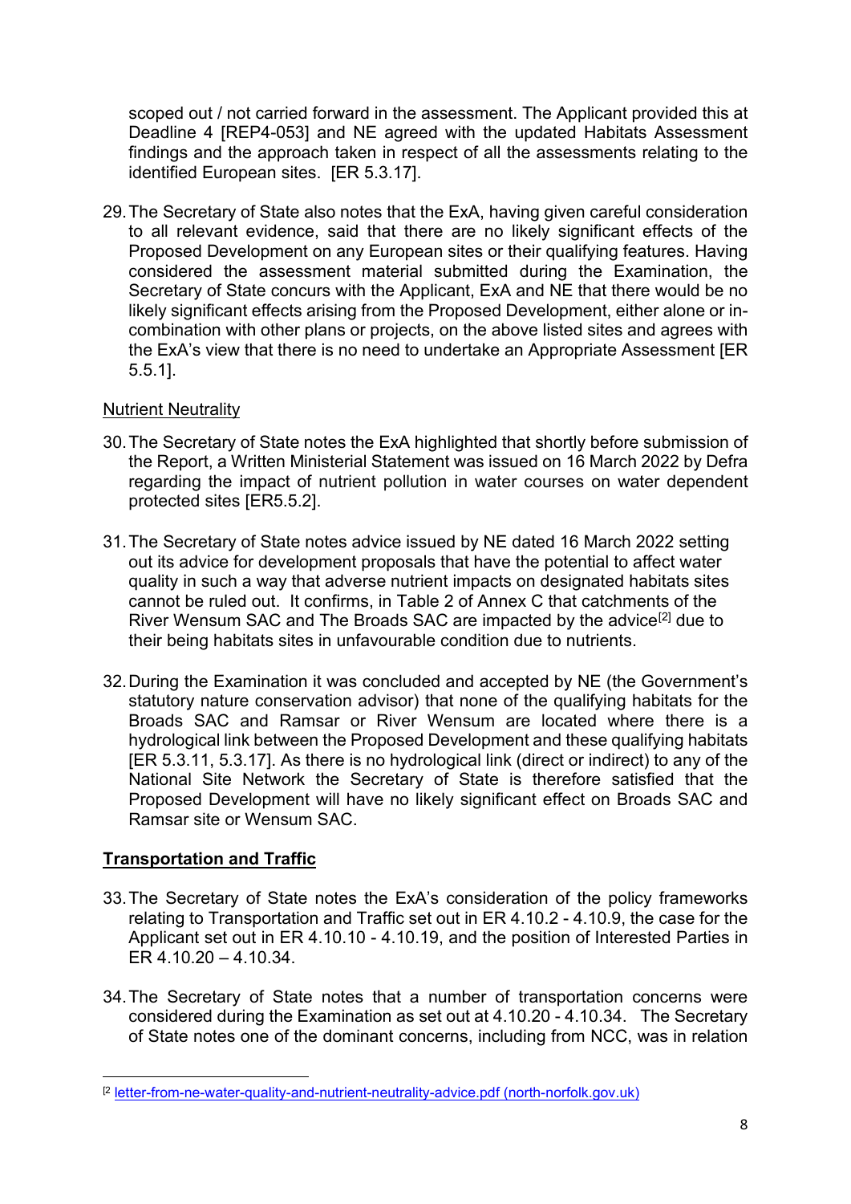scoped out / not carried forward in the assessment. The Applicant provided this at Deadline 4 [REP4-053] and NE agreed with the updated Habitats Assessment findings and the approach taken in respect of all the assessments relating to the identified European sites. [ER 5.3.17].

29. The Secretary of State also notes that the ExA, having given careful consideration to all relevant evidence, said that there are no likely significant effects of the Proposed Development on any European sites or their qualifying features. Having considered the assessment material submitted during the Examination, the Secretary of State concurs with the Applicant, ExA and NE that there would be no likely significant effects arising from the Proposed Development, either alone or in-combination with other plans or projects, on the above listed sites and agrees with the ExA's view that there is no need to undertake an Appropriate Assessment [ER 5.5.1].

Nutrient Neutrality

30. The Secretary of State notes the ExA highlighted that shortly before submission of the Report, a Written Ministerial Statement was issued on 16 March 2022 by Defra regarding the impact of nutrient pollution in water courses on water dependent protected sites [ER5.5.2].

31. The Secretary of State notes advice issued by NE dated 16 March 2022 setting out its advice for development proposals that have the potential to affect water quality in such a way that adverse nutrient impacts on designated habitats sites cannot be ruled out. It confirms, in Table 2 of Annex C that catchments of the River Wensum SAC and The Broads SAC are impacted by the advice[2] due to their being habitats sites in unfavourable condition due to nutrients.

32. During the Examination it was concluded and accepted by NE (the Government's statutory nature conservation advisor) that none of the qualifying habitats for the Broads SAC and Ramsar or River Wensum are located where there is a hydrological link between the Proposed Development and these qualifying habitats [ER 5.3.11, 5.3.17]. As there is no hydrological link (direct or indirect) to any of the National Site Network the Secretary of State is therefore satisfied that the Proposed Development will have no likely significant effect on Broads SAC and Ramsar site or Wensum SAC.

## Transportation and Traffic

33. The Secretary of State notes the ExA's consideration of the policy frameworks relating to Transportation and Traffic set out in ER 4.10.2 - 4.10.9, the case for the Applicant set out in ER 4.10.10 - 4.10.19, and the position of Interested Parties in ER 4.10.20 – 4.10.34.

34. The Secretary of State notes that a number of transportation concerns were considered during the Examination as set out at 4.10.20 - 4.10.34. The Secretary of State notes one of the dominant concerns, including from NCC, was in relation

[2] letter-from-ne-water-quality-and-nutrient-neutrality-advice.pdf (north-norfolk.gov.uk)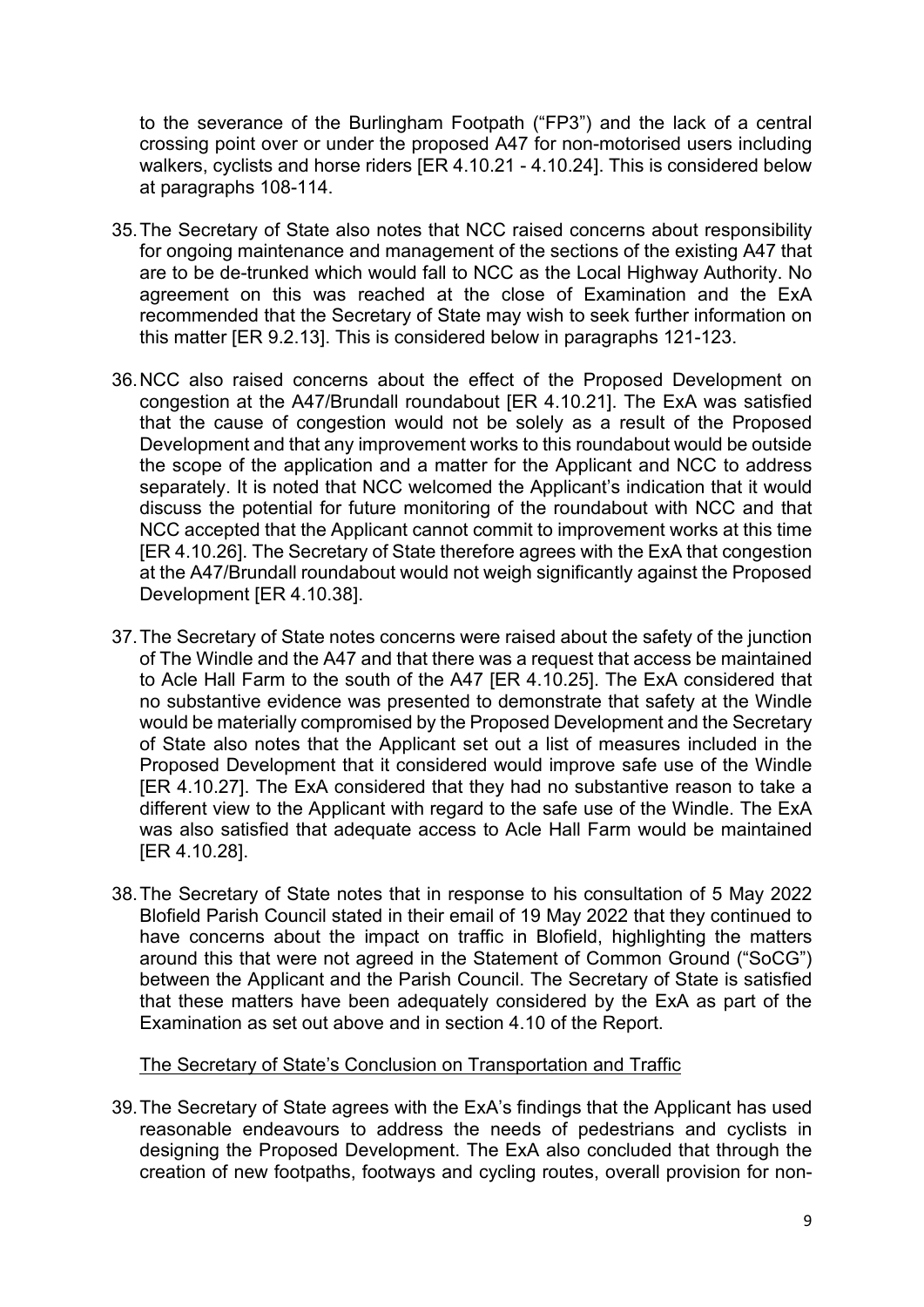to the severance of the Burlingham Footpath ("FP3") and the lack of a central crossing point over or under the proposed A47 for non-motorised users including walkers, cyclists and horse riders [ER 4.10.21 - 4.10.24]. This is considered below at paragraphs 108-114.

35. The Secretary of State also notes that NCC raised concerns about responsibility for ongoing maintenance and management of the sections of the existing A47 that are to be de-trunked which would fall to NCC as the Local Highway Authority. No agreement on this was reached at the close of Examination and the ExA recommended that the Secretary of State may wish to seek further information on this matter [ER 9.2.13]. This is considered below in paragraphs 121-123.

36. NCC also raised concerns about the effect of the Proposed Development on congestion at the A47/Brundall roundabout [ER 4.10.21]. The ExA was satisfied that the cause of congestion would not be solely as a result of the Proposed Development and that any improvement works to this roundabout would be outside the scope of the application and a matter for the Applicant and NCC to address separately. It is noted that NCC welcomed the Applicant's indication that it would discuss the potential for future monitoring of the roundabout with NCC and that NCC accepted that the Applicant cannot commit to improvement works at this time [ER 4.10.26]. The Secretary of State therefore agrees with the ExA that congestion at the A47/Brundall roundabout would not weigh significantly against the Proposed Development [ER 4.10.38].

37. The Secretary of State notes concerns were raised about the safety of the junction of The Windle and the A47 and that there was a request that access be maintained to Acle Hall Farm to the south of the A47 [ER 4.10.25]. The ExA considered that no substantive evidence was presented to demonstrate that safety at the Windle would be materially compromised by the Proposed Development and the Secretary of State also notes that the Applicant set out a list of measures included in the Proposed Development that it considered would improve safe use of the Windle [ER 4.10.27]. The ExA considered that they had no substantive reason to take a different view to the Applicant with regard to the safe use of the Windle. The ExA was also satisfied that adequate access to Acle Hall Farm would be maintained [ER 4.10.28].

38. The Secretary of State notes that in response to his consultation of 5 May 2022 Blofield Parish Council stated in their email of 19 May 2022 that they continued to have concerns about the impact on traffic in Blofield, highlighting the matters around this that were not agreed in the Statement of Common Ground ("SoCG") between the Applicant and the Parish Council. The Secretary of State is satisfied that these matters have been adequately considered by the ExA as part of the Examination as set out above and in section 4.10 of the Report.

<u>The Secretary of State's Conclusion on Transportation and Traffic</u>

39. The Secretary of State agrees with the ExA's findings that the Applicant has used reasonable endeavours to address the needs of pedestrians and cyclists in designing the Proposed Development. The ExA also concluded that through the creation of new footpaths, footways and cycling routes, overall provision for non-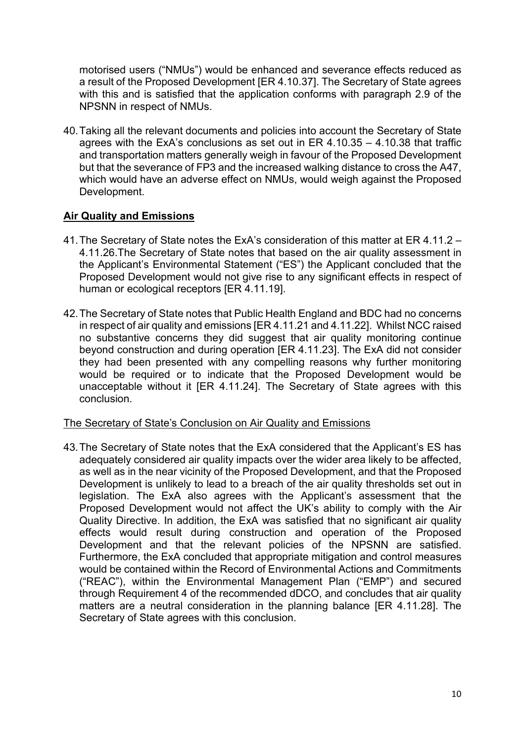motorised users ("NMUs") would be enhanced and severance effects reduced as a result of the Proposed Development [ER 4.10.37]. The Secretary of State agrees with this and is satisfied that the application conforms with paragraph 2.9 of the NPSNN in respect of NMUs.

40. Taking all the relevant documents and policies into account the Secretary of State agrees with the ExA's conclusions as set out in ER 4.10.35 – 4.10.38 that traffic and transportation matters generally weigh in favour of the Proposed Development but that the severance of FP3 and the increased walking distance to cross the A47, which would have an adverse effect on NMUs, would weigh against the Proposed Development.

## Air Quality and Emissions

41. The Secretary of State notes the ExA's consideration of this matter at ER 4.11.2 – 4.11.26.The Secretary of State notes that based on the air quality assessment in the Applicant's Environmental Statement ("ES") the Applicant concluded that the Proposed Development would not give rise to any significant effects in respect of human or ecological receptors [ER 4.11.19].

42. The Secretary of State notes that Public Health England and BDC had no concerns in respect of air quality and emissions [ER 4.11.21 and 4.11.22]. Whilst NCC raised no substantive concerns they did suggest that air quality monitoring continue beyond construction and during operation [ER 4.11.23]. The ExA did not consider they had been presented with any compelling reasons why further monitoring would be required or to indicate that the Proposed Development would be unacceptable without it [ER 4.11.24]. The Secretary of State agrees with this conclusion.

### The Secretary of State's Conclusion on Air Quality and Emissions

43. The Secretary of State notes that the ExA considered that the Applicant's ES has adequately considered air quality impacts over the wider area likely to be affected, as well as in the near vicinity of the Proposed Development, and that the Proposed Development is unlikely to lead to a breach of the air quality thresholds set out in legislation. The ExA also agrees with the Applicant's assessment that the Proposed Development would not affect the UK's ability to comply with the Air Quality Directive. In addition, the ExA was satisfied that no significant air quality effects would result during construction and operation of the Proposed Development and that the relevant policies of the NPSNN are satisfied. Furthermore, the ExA concluded that appropriate mitigation and control measures would be contained within the Record of Environmental Actions and Commitments ("REAC"), within the Environmental Management Plan ("EMP") and secured through Requirement 4 of the recommended dDCO, and concludes that air quality matters are a neutral consideration in the planning balance [ER 4.11.28]. The Secretary of State agrees with this conclusion.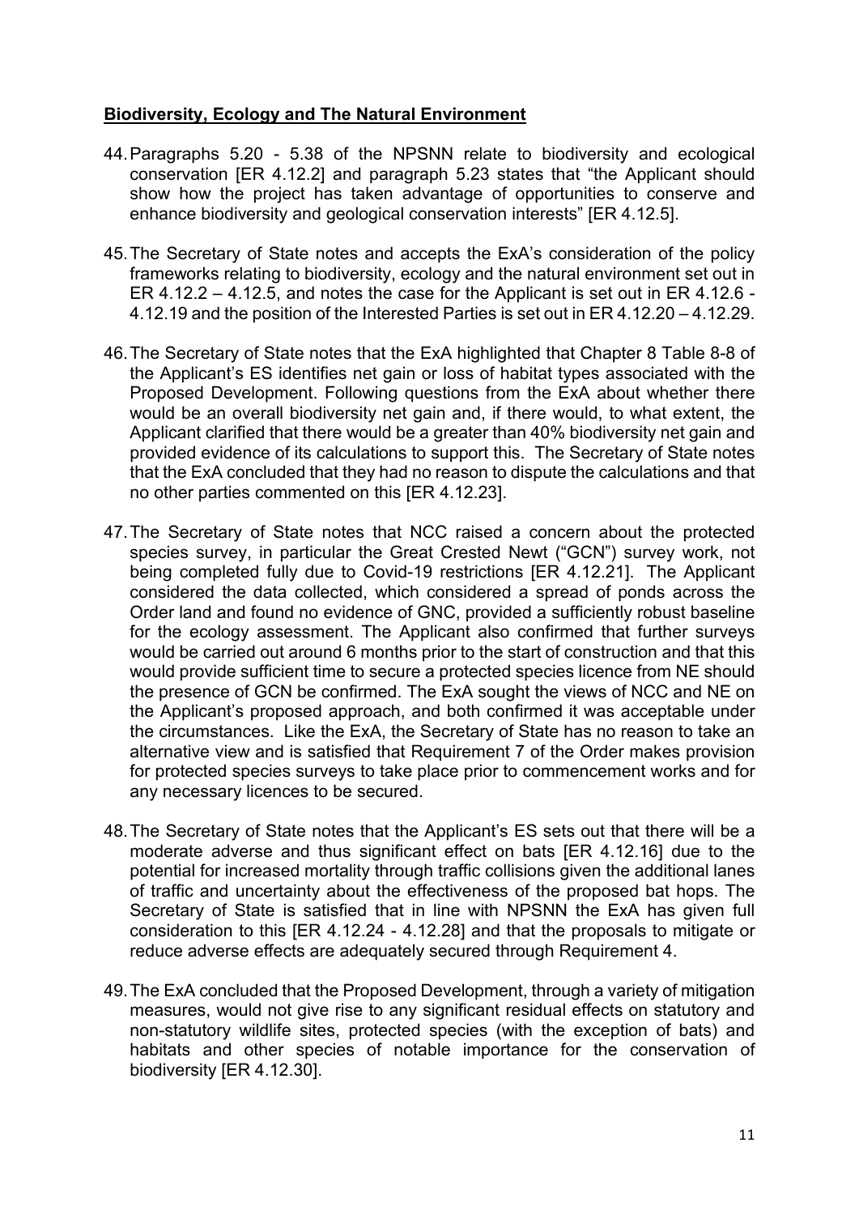## **Biodiversity, Ecology and The Natural Environment**

44. Paragraphs 5.20 - 5.38 of the NPSNN relate to biodiversity and ecological conservation [ER 4.12.2] and paragraph 5.23 states that "the Applicant should show how the project has taken advantage of opportunities to conserve and enhance biodiversity and geological conservation interests" [ER 4.12.5].

45. The Secretary of State notes and accepts the ExA's consideration of the policy frameworks relating to biodiversity, ecology and the natural environment set out in ER 4.12.2 – 4.12.5, and notes the case for the Applicant is set out in ER 4.12.6 - 4.12.19 and the position of the Interested Parties is set out in ER 4.12.20 – 4.12.29.

46. The Secretary of State notes that the ExA highlighted that Chapter 8 Table 8-8 of the Applicant's ES identifies net gain or loss of habitat types associated with the Proposed Development. Following questions from the ExA about whether there would be an overall biodiversity net gain and, if there would, to what extent, the Applicant clarified that there would be a greater than 40% biodiversity net gain and provided evidence of its calculations to support this. The Secretary of State notes that the ExA concluded that they had no reason to dispute the calculations and that no other parties commented on this [ER 4.12.23].

47. The Secretary of State notes that NCC raised a concern about the protected species survey, in particular the Great Crested Newt ("GCN") survey work, not being completed fully due to Covid-19 restrictions [ER 4.12.21]. The Applicant considered the data collected, which considered a spread of ponds across the Order land and found no evidence of GNC, provided a sufficiently robust baseline for the ecology assessment. The Applicant also confirmed that further surveys would be carried out around 6 months prior to the start of construction and that this would provide sufficient time to secure a protected species licence from NE should the presence of GCN be confirmed. The ExA sought the views of NCC and NE on the Applicant's proposed approach, and both confirmed it was acceptable under the circumstances. Like the ExA, the Secretary of State has no reason to take an alternative view and is satisfied that Requirement 7 of the Order makes provision for protected species surveys to take place prior to commencement works and for any necessary licences to be secured.

48. The Secretary of State notes that the Applicant's ES sets out that there will be a moderate adverse and thus significant effect on bats [ER 4.12.16] due to the potential for increased mortality through traffic collisions given the additional lanes of traffic and uncertainty about the effectiveness of the proposed bat hops. The Secretary of State is satisfied that in line with NPSNN the ExA has given full consideration to this [ER 4.12.24 - 4.12.28] and that the proposals to mitigate or reduce adverse effects are adequately secured through Requirement 4.

49. The ExA concluded that the Proposed Development, through a variety of mitigation measures, would not give rise to any significant residual effects on statutory and non-statutory wildlife sites, protected species (with the exception of bats) and habitats and other species of notable importance for the conservation of biodiversity [ER 4.12.30].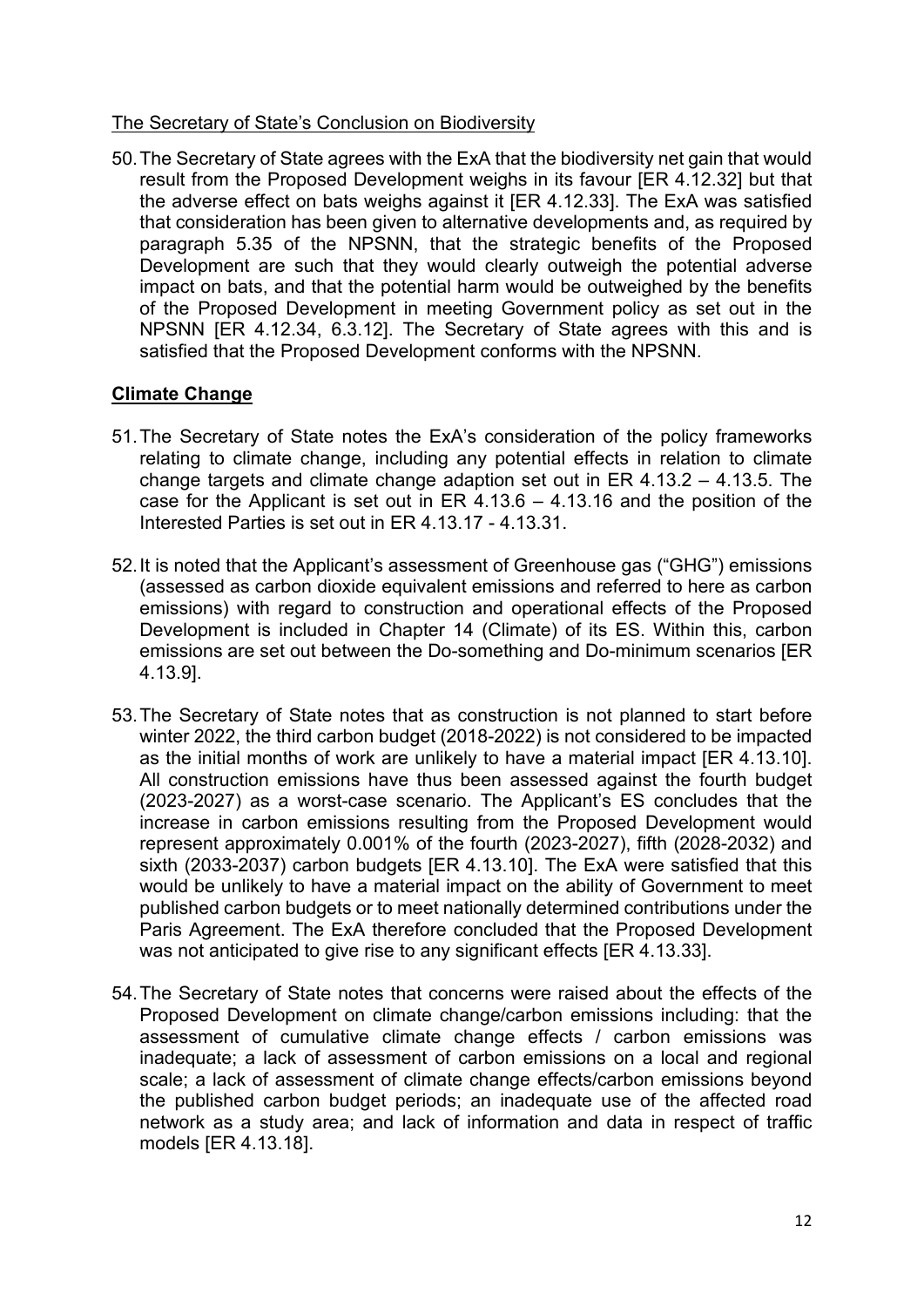The Secretary of State's Conclusion on Biodiversity

50. The Secretary of State agrees with the ExA that the biodiversity net gain that would result from the Proposed Development weighs in its favour [ER 4.12.32] but that the adverse effect on bats weighs against it [ER 4.12.33]. The ExA was satisfied that consideration has been given to alternative developments and, as required by paragraph 5.35 of the NPSNN, that the strategic benefits of the Proposed Development are such that they would clearly outweigh the potential adverse impact on bats, and that the potential harm would be outweighed by the benefits of the Proposed Development in meeting Government policy as set out in the NPSNN [ER 4.12.34, 6.3.12]. The Secretary of State agrees with this and is satisfied that the Proposed Development conforms with the NPSNN.

## Climate Change

51. The Secretary of State notes the ExA's consideration of the policy frameworks relating to climate change, including any potential effects in relation to climate change targets and climate change adaption set out in ER 4.13.2 – 4.13.5. The case for the Applicant is set out in ER 4.13.6 – 4.13.16 and the position of the Interested Parties is set out in ER 4.13.17 - 4.13.31.

52. It is noted that the Applicant's assessment of Greenhouse gas ("GHG") emissions (assessed as carbon dioxide equivalent emissions and referred to here as carbon emissions) with regard to construction and operational effects of the Proposed Development is included in Chapter 14 (Climate) of its ES. Within this, carbon emissions are set out between the Do-something and Do-minimum scenarios [ER 4.13.9].

53. The Secretary of State notes that as construction is not planned to start before winter 2022, the third carbon budget (2018-2022) is not considered to be impacted as the initial months of work are unlikely to have a material impact [ER 4.13.10]. All construction emissions have thus been assessed against the fourth budget (2023-2027) as a worst-case scenario. The Applicant's ES concludes that the increase in carbon emissions resulting from the Proposed Development would represent approximately 0.001% of the fourth (2023-2027), fifth (2028-2032) and sixth (2033-2037) carbon budgets [ER 4.13.10]. The ExA were satisfied that this would be unlikely to have a material impact on the ability of Government to meet published carbon budgets or to meet nationally determined contributions under the Paris Agreement. The ExA therefore concluded that the Proposed Development was not anticipated to give rise to any significant effects [ER 4.13.33].

54. The Secretary of State notes that concerns were raised about the effects of the Proposed Development on climate change/carbon emissions including: that the assessment of cumulative climate change effects / carbon emissions was inadequate; a lack of assessment of carbon emissions on a local and regional scale; a lack of assessment of climate change effects/carbon emissions beyond the published carbon budget periods; an inadequate use of the affected road network as a study area; and lack of information and data in respect of traffic models [ER 4.13.18].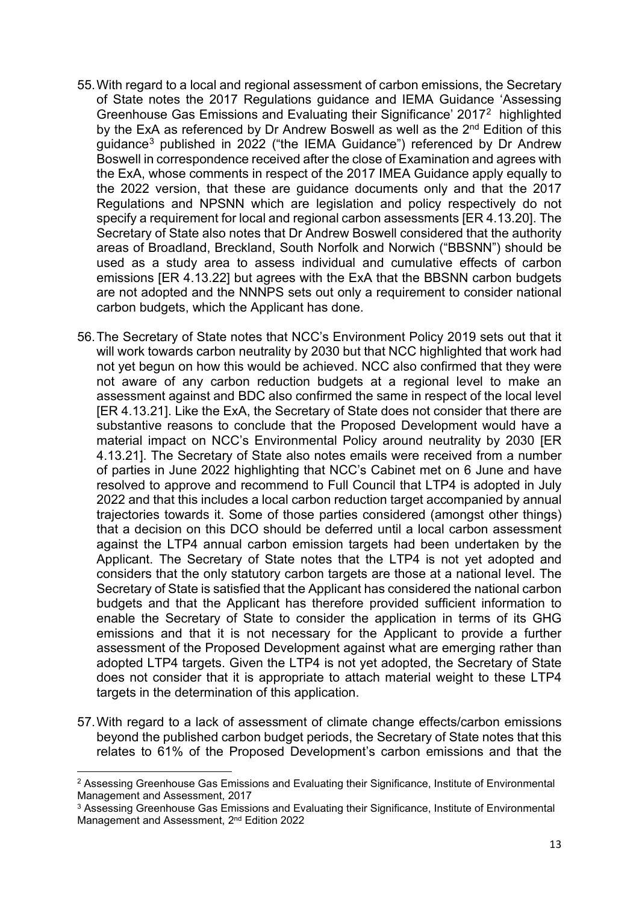55. With regard to a local and regional assessment of carbon emissions, the Secretary of State notes the 2017 Regulations guidance and IEMA Guidance 'Assessing Greenhouse Gas Emissions and Evaluating their Significance' 2017[2] highlighted by the ExA as referenced by Dr Andrew Boswell as well as the 2nd Edition of this guidance[3] published in 2022 ("the IEMA Guidance") referenced by Dr Andrew Boswell in correspondence received after the close of Examination and agrees with the ExA, whose comments in respect of the 2017 IMEA Guidance apply equally to the 2022 version, that these are guidance documents only and that the 2017 Regulations and NPSNN which are legislation and policy respectively do not specify a requirement for local and regional carbon assessments [ER 4.13.20]. The Secretary of State also notes that Dr Andrew Boswell considered that the authority areas of Broadland, Breckland, South Norfolk and Norwich ("BBSNN") should be used as a study area to assess individual and cumulative effects of carbon emissions [ER 4.13.22] but agrees with the ExA that the BBSNN carbon budgets are not adopted and the NNNPS sets out only a requirement to consider national carbon budgets, which the Applicant has done.

56. The Secretary of State notes that NCC's Environment Policy 2019 sets out that it will work towards carbon neutrality by 2030 but that NCC highlighted that work had not yet begun on how this would be achieved. NCC also confirmed that they were not aware of any carbon reduction budgets at a regional level to make an assessment against and BDC also confirmed the same in respect of the local level [ER 4.13.21]. Like the ExA, the Secretary of State does not consider that there are substantive reasons to conclude that the Proposed Development would have a material impact on NCC's Environmental Policy around neutrality by 2030 [ER 4.13.21]. The Secretary of State also notes emails were received from a number of parties in June 2022 highlighting that NCC's Cabinet met on 6 June and have resolved to approve and recommend to Full Council that LTP4 is adopted in July 2022 and that this includes a local carbon reduction target accompanied by annual trajectories towards it. Some of those parties considered (amongst other things) that a decision on this DCO should be deferred until a local carbon assessment against the LTP4 annual carbon emission targets had been undertaken by the Applicant. The Secretary of State notes that the LTP4 is not yet adopted and considers that the only statutory carbon targets are those at a national level. The Secretary of State is satisfied that the Applicant has considered the national carbon budgets and that the Applicant has therefore provided sufficient information to enable the Secretary of State to consider the application in terms of its GHG emissions and that it is not necessary for the Applicant to provide a further assessment of the Proposed Development against what are emerging rather than adopted LTP4 targets. Given the LTP4 is not yet adopted, the Secretary of State does not consider that it is appropriate to attach material weight to these LTP4 targets in the determination of this application.

57. With regard to a lack of assessment of climate change effects/carbon emissions beyond the published carbon budget periods, the Secretary of State notes that this relates to 61% of the Proposed Development's carbon emissions and that the

---

[2] Assessing Greenhouse Gas Emissions and Evaluating their Significance, Institute of Environmental Management and Assessment, 2017

[3] Assessing Greenhouse Gas Emissions and Evaluating their Significance, Institute of Environmental Management and Assessment, 2nd Edition 2022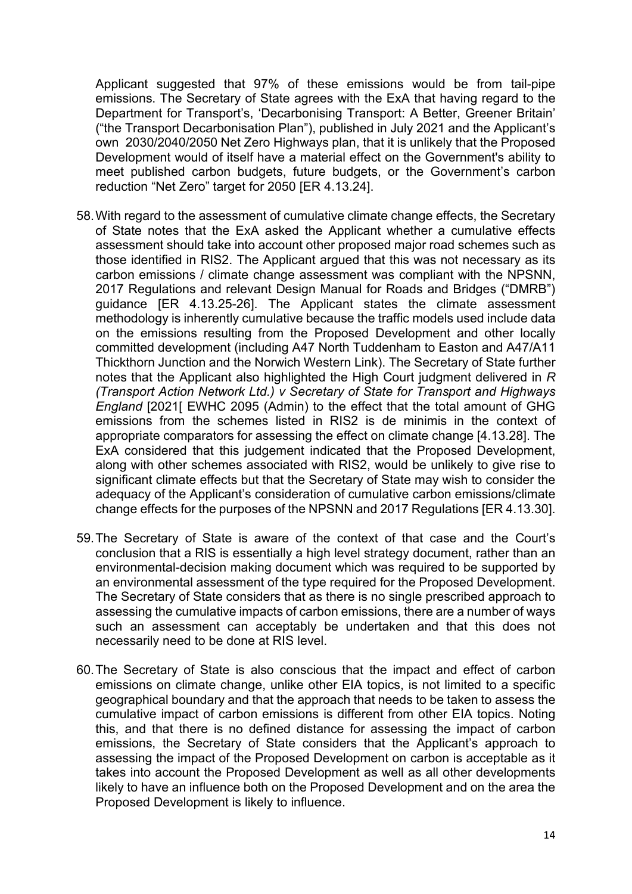Applicant suggested that 97% of these emissions would be from tail-pipe emissions. The Secretary of State agrees with the ExA that having regard to the Department for Transport's, 'Decarbonising Transport: A Better, Greener Britain' ("the Transport Decarbonisation Plan"), published in July 2021 and the Applicant's own 2030/2040/2050 Net Zero Highways plan, that it is unlikely that the Proposed Development would of itself have a material effect on the Government's ability to meet published carbon budgets, future budgets, or the Government's carbon reduction "Net Zero" target for 2050 [ER 4.13.24].

58. With regard to the assessment of cumulative climate change effects, the Secretary of State notes that the ExA asked the Applicant whether a cumulative effects assessment should take into account other proposed major road schemes such as those identified in RIS2. The Applicant argued that this was not necessary as its carbon emissions / climate change assessment was compliant with the NPSNN, 2017 Regulations and relevant Design Manual for Roads and Bridges ("DMRB") guidance [ER 4.13.25-26]. The Applicant states the climate assessment methodology is inherently cumulative because the traffic models used include data on the emissions resulting from the Proposed Development and other locally committed development (including A47 North Tuddenham to Easton and A47/A11 Thickthorn Junction and the Norwich Western Link). The Secretary of State further notes that the Applicant also highlighted the High Court judgment delivered in *R (Transport Action Network Ltd.) v Secretary of State for Transport and Highways England* [2021[ EWHC 2095 (Admin) to the effect that the total amount of GHG emissions from the schemes listed in RIS2 is de minimis in the context of appropriate comparators for assessing the effect on climate change [4.13.28]. The ExA considered that this judgement indicated that the Proposed Development, along with other schemes associated with RIS2, would be unlikely to give rise to significant climate effects but that the Secretary of State may wish to consider the adequacy of the Applicant's consideration of cumulative carbon emissions/climate change effects for the purposes of the NPSNN and 2017 Regulations [ER 4.13.30].

59. The Secretary of State is aware of the context of that case and the Court's conclusion that a RIS is essentially a high level strategy document, rather than an environmental-decision making document which was required to be supported by an environmental assessment of the type required for the Proposed Development. The Secretary of State considers that as there is no single prescribed approach to assessing the cumulative impacts of carbon emissions, there are a number of ways such an assessment can acceptably be undertaken and that this does not necessarily need to be done at RIS level.

60. The Secretary of State is also conscious that the impact and effect of carbon emissions on climate change, unlike other EIA topics, is not limited to a specific geographical boundary and that the approach that needs to be taken to assess the cumulative impact of carbon emissions is different from other EIA topics. Noting this, and that there is no defined distance for assessing the impact of carbon emissions, the Secretary of State considers that the Applicant's approach to assessing the impact of the Proposed Development on carbon is acceptable as it takes into account the Proposed Development as well as all other developments likely to have an influence both on the Proposed Development and on the area the Proposed Development is likely to influence.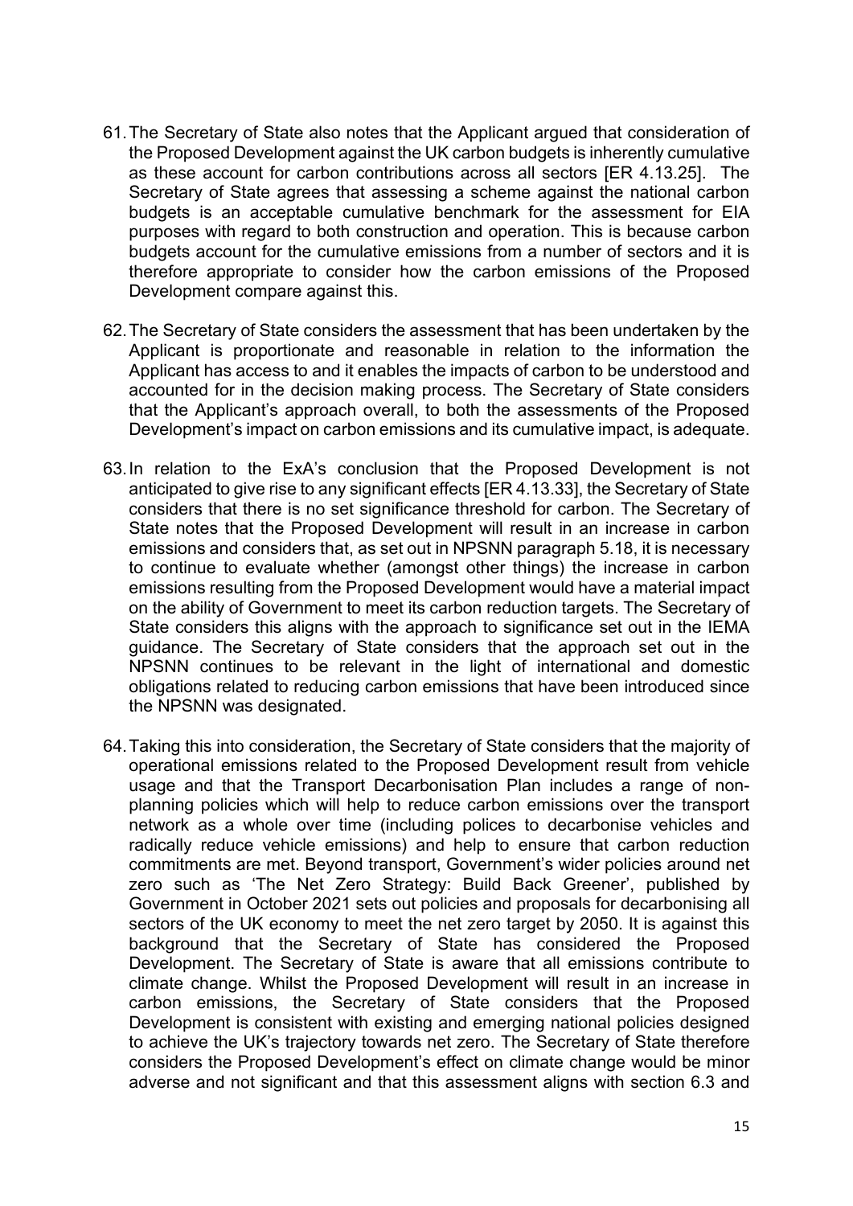61. The Secretary of State also notes that the Applicant argued that consideration of the Proposed Development against the UK carbon budgets is inherently cumulative as these account for carbon contributions across all sectors [ER 4.13.25]. The Secretary of State agrees that assessing a scheme against the national carbon budgets is an acceptable cumulative benchmark for the assessment for EIA purposes with regard to both construction and operation. This is because carbon budgets account for the cumulative emissions from a number of sectors and it is therefore appropriate to consider how the carbon emissions of the Proposed Development compare against this.

62. The Secretary of State considers the assessment that has been undertaken by the Applicant is proportionate and reasonable in relation to the information the Applicant has access to and it enables the impacts of carbon to be understood and accounted for in the decision making process. The Secretary of State considers that the Applicant's approach overall, to both the assessments of the Proposed Development's impact on carbon emissions and its cumulative impact, is adequate.

63. In relation to the ExA's conclusion that the Proposed Development is not anticipated to give rise to any significant effects [ER 4.13.33], the Secretary of State considers that there is no set significance threshold for carbon. The Secretary of State notes that the Proposed Development will result in an increase in carbon emissions and considers that, as set out in NPSNN paragraph 5.18, it is necessary to continue to evaluate whether (amongst other things) the increase in carbon emissions resulting from the Proposed Development would have a material impact on the ability of Government to meet its carbon reduction targets. The Secretary of State considers this aligns with the approach to significance set out in the IEMA guidance. The Secretary of State considers that the approach set out in the NPSNN continues to be relevant in the light of international and domestic obligations related to reducing carbon emissions that have been introduced since the NPSNN was designated.

64. Taking this into consideration, the Secretary of State considers that the majority of operational emissions related to the Proposed Development result from vehicle usage and that the Transport Decarbonisation Plan includes a range of non-planning policies which will help to reduce carbon emissions over the transport network as a whole over time (including polices to decarbonise vehicles and radically reduce vehicle emissions) and help to ensure that carbon reduction commitments are met. Beyond transport, Government's wider policies around net zero such as 'The Net Zero Strategy: Build Back Greener', published by Government in October 2021 sets out policies and proposals for decarbonising all sectors of the UK economy to meet the net zero target by 2050. It is against this background that the Secretary of State has considered the Proposed Development. The Secretary of State is aware that all emissions contribute to climate change. Whilst the Proposed Development will result in an increase in carbon emissions, the Secretary of State considers that the Proposed Development is consistent with existing and emerging national policies designed to achieve the UK's trajectory towards net zero. The Secretary of State therefore considers the Proposed Development's effect on climate change would be minor adverse and not significant and that this assessment aligns with section 6.3 and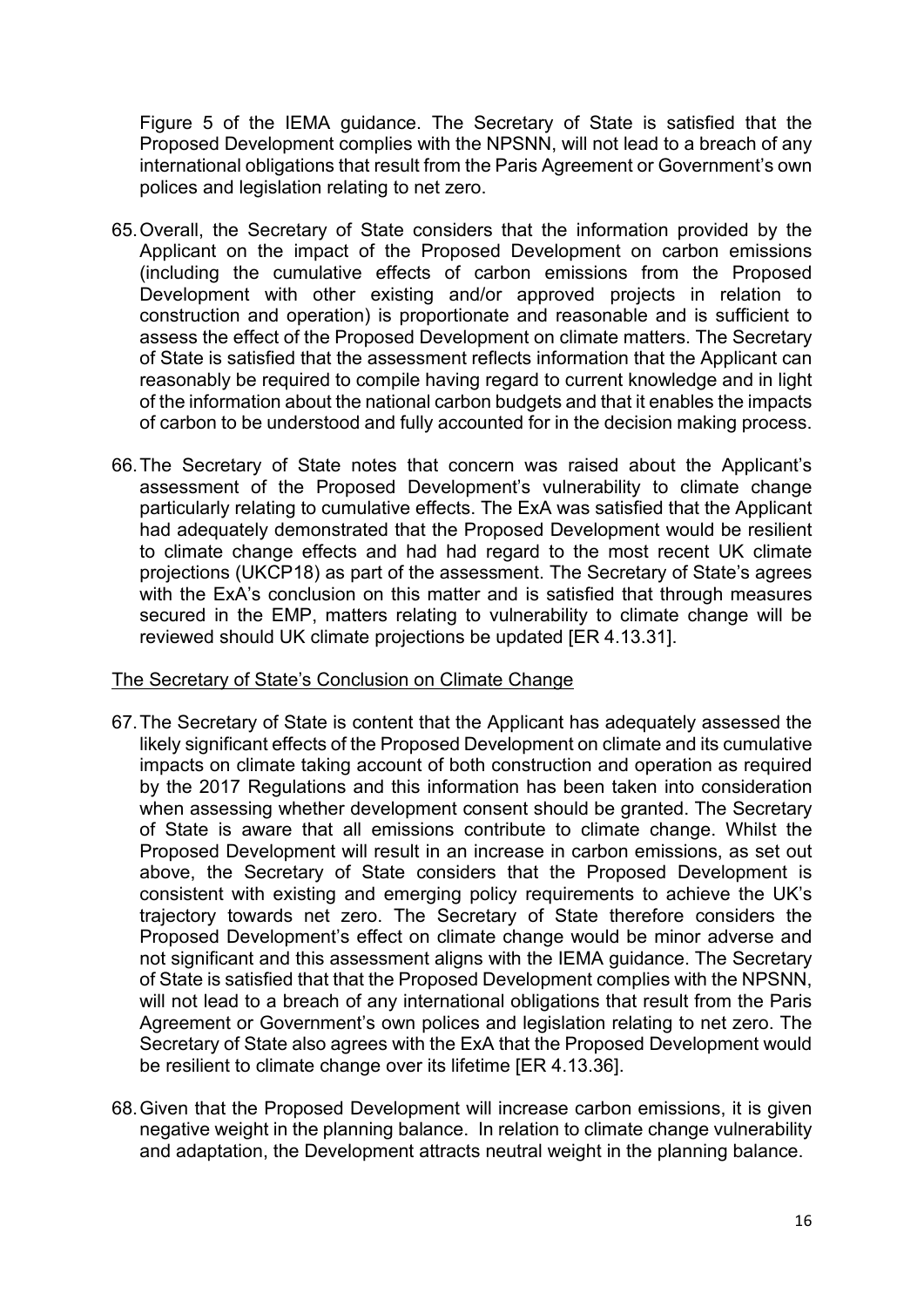Figure 5 of the IEMA guidance. The Secretary of State is satisfied that the Proposed Development complies with the NPSNN, will not lead to a breach of any international obligations that result from the Paris Agreement or Government's own polices and legislation relating to net zero.

65. Overall, the Secretary of State considers that the information provided by the Applicant on the impact of the Proposed Development on carbon emissions (including the cumulative effects of carbon emissions from the Proposed Development with other existing and/or approved projects in relation to construction and operation) is proportionate and reasonable and is sufficient to assess the effect of the Proposed Development on climate matters. The Secretary of State is satisfied that the assessment reflects information that the Applicant can reasonably be required to compile having regard to current knowledge and in light of the information about the national carbon budgets and that it enables the impacts of carbon to be understood and fully accounted for in the decision making process.

66. The Secretary of State notes that concern was raised about the Applicant's assessment of the Proposed Development's vulnerability to climate change particularly relating to cumulative effects. The ExA was satisfied that the Applicant had adequately demonstrated that the Proposed Development would be resilient to climate change effects and had had regard to the most recent UK climate projections (UKCP18) as part of the assessment. The Secretary of State's agrees with the ExA's conclusion on this matter and is satisfied that through measures secured in the EMP, matters relating to vulnerability to climate change will be reviewed should UK climate projections be updated [ER 4.13.31].

<u>The Secretary of State's Conclusion on Climate Change</u>

67. The Secretary of State is content that the Applicant has adequately assessed the likely significant effects of the Proposed Development on climate and its cumulative impacts on climate taking account of both construction and operation as required by the 2017 Regulations and this information has been taken into consideration when assessing whether development consent should be granted. The Secretary of State is aware that all emissions contribute to climate change. Whilst the Proposed Development will result in an increase in carbon emissions, as set out above, the Secretary of State considers that the Proposed Development is consistent with existing and emerging policy requirements to achieve the UK's trajectory towards net zero. The Secretary of State therefore considers the Proposed Development's effect on climate change would be minor adverse and not significant and this assessment aligns with the IEMA guidance. The Secretary of State is satisfied that that the Proposed Development complies with the NPSNN, will not lead to a breach of any international obligations that result from the Paris Agreement or Government's own polices and legislation relating to net zero. The Secretary of State also agrees with the ExA that the Proposed Development would be resilient to climate change over its lifetime [ER 4.13.36].

68. Given that the Proposed Development will increase carbon emissions, it is given negative weight in the planning balance. In relation to climate change vulnerability and adaptation, the Development attracts neutral weight in the planning balance.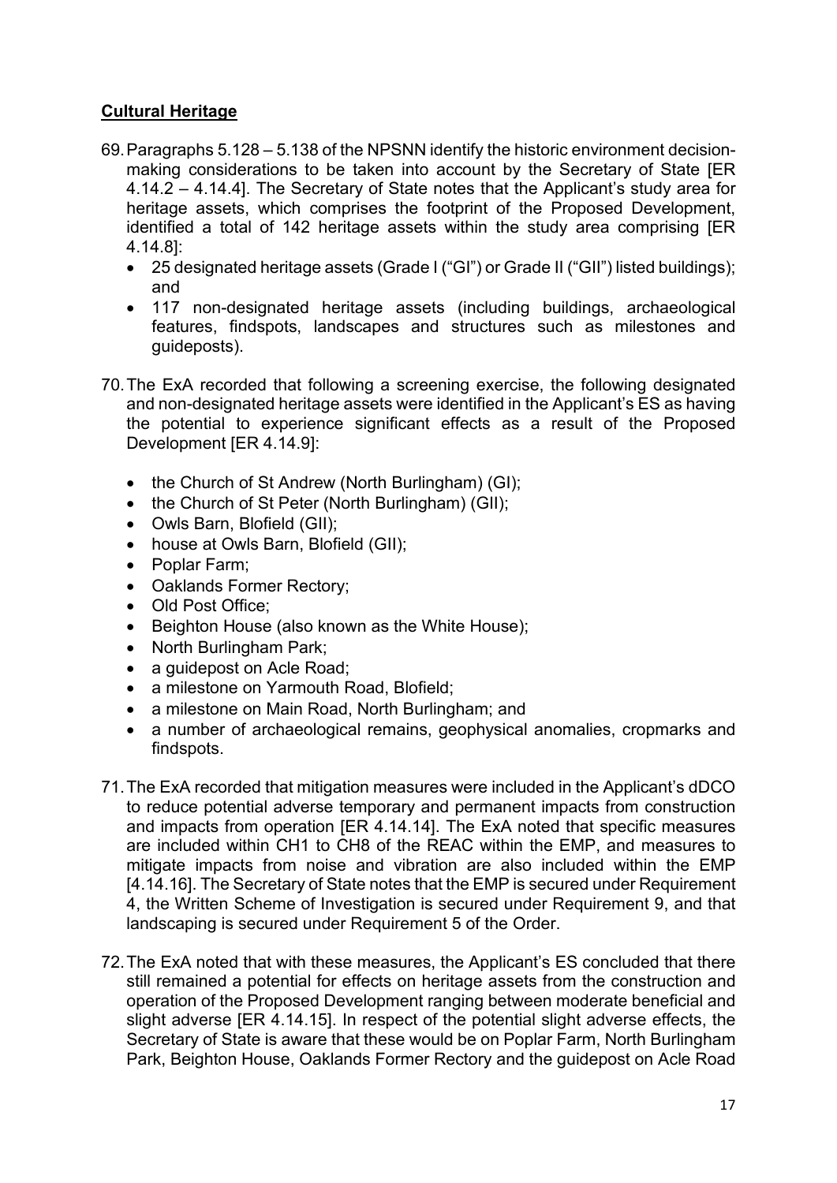## **Cultural Heritage**

69. Paragraphs 5.128 – 5.138 of the NPSNN identify the historic environment decision-making considerations to be taken into account by the Secretary of State [ER 4.14.2 – 4.14.4]. The Secretary of State notes that the Applicant's study area for heritage assets, which comprises the footprint of the Proposed Development, identified a total of 142 heritage assets within the study area comprising [ER 4.14.8]:
    - 25 designated heritage assets (Grade I ("GI") or Grade II ("GII") listed buildings); and
    - 117 non-designated heritage assets (including buildings, archaeological features, findspots, landscapes and structures such as milestones and guideposts).

70. The ExA recorded that following a screening exercise, the following designated and non-designated heritage assets were identified in the Applicant's ES as having the potential to experience significant effects as a result of the Proposed Development [ER 4.14.9]:
    - the Church of St Andrew (North Burlingham) (GI);
    - the Church of St Peter (North Burlingham) (GII);
    - Owls Barn, Blofield (GII);
    - house at Owls Barn, Blofield (GII);
    - Poplar Farm;
    - Oaklands Former Rectory;
    - Old Post Office;
    - Beighton House (also known as the White House);
    - North Burlingham Park;
    - a guidepost on Acle Road;
    - a milestone on Yarmouth Road, Blofield;
    - a milestone on Main Road, North Burlingham; and
    - a number of archaeological remains, geophysical anomalies, cropmarks and findspots.

71. The ExA recorded that mitigation measures were included in the Applicant's dDCO to reduce potential adverse temporary and permanent impacts from construction and impacts from operation [ER 4.14.14]. The ExA noted that specific measures are included within CH1 to CH8 of the REAC within the EMP, and measures to mitigate impacts from noise and vibration are also included within the EMP [4.14.16]. The Secretary of State notes that the EMP is secured under Requirement 4, the Written Scheme of Investigation is secured under Requirement 9, and that landscaping is secured under Requirement 5 of the Order.

72. The ExA noted that with these measures, the Applicant's ES concluded that there still remained a potential for effects on heritage assets from the construction and operation of the Proposed Development ranging between moderate beneficial and slight adverse [ER 4.14.15]. In respect of the potential slight adverse effects, the Secretary of State is aware that these would be on Poplar Farm, North Burlingham Park, Beighton House, Oaklands Former Rectory and the guidepost on Acle Road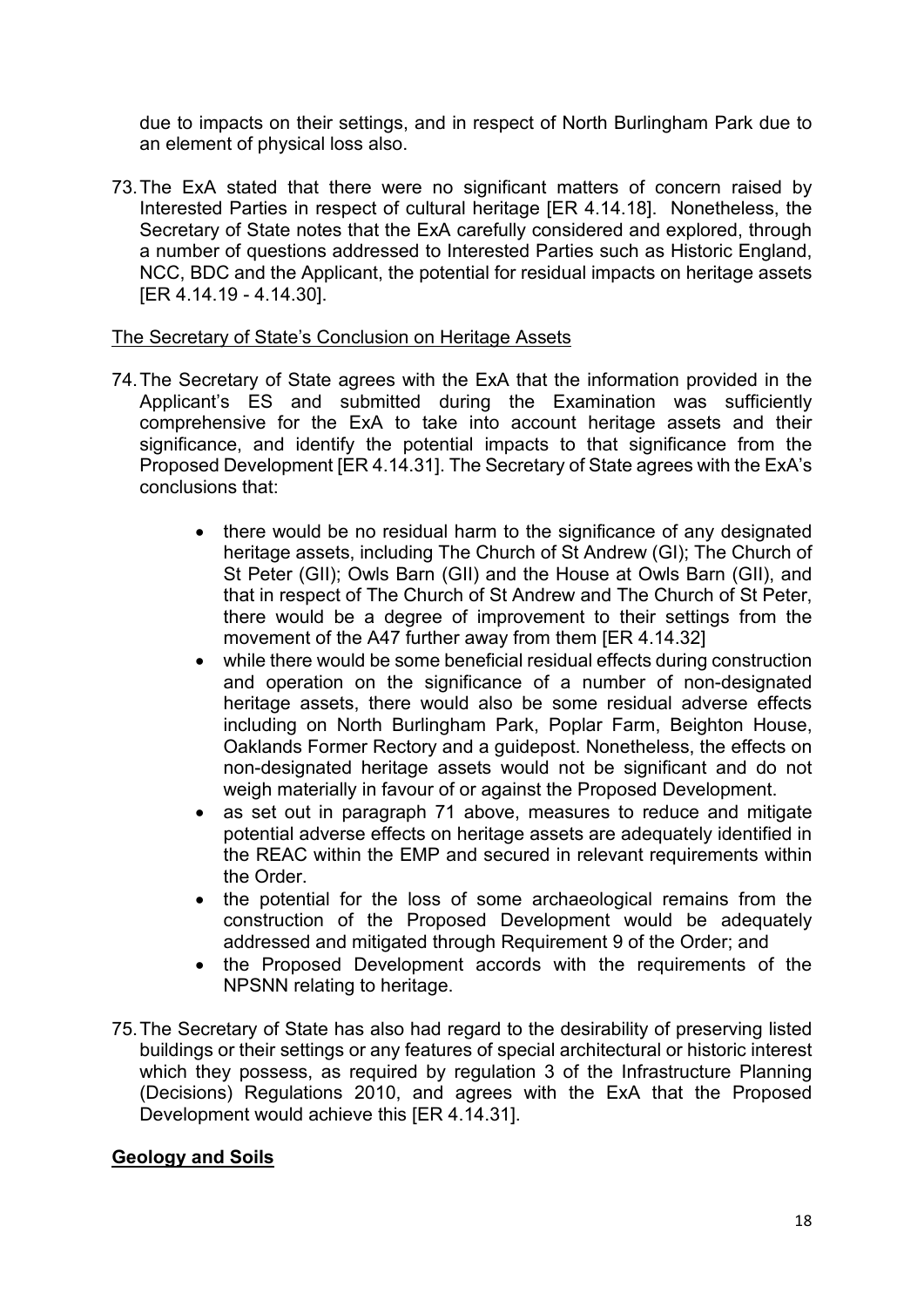due to impacts on their settings, and in respect of North Burlingham Park due to an element of physical loss also.

73. The ExA stated that there were no significant matters of concern raised by Interested Parties in respect of cultural heritage [ER 4.14.18]. Nonetheless, the Secretary of State notes that the ExA carefully considered and explored, through a number of questions addressed to Interested Parties such as Historic England, NCC, BDC and the Applicant, the potential for residual impacts on heritage assets [ER 4.14.19 - 4.14.30].

<u>The Secretary of State's Conclusion on Heritage Assets</u>

74. The Secretary of State agrees with the ExA that the information provided in the Applicant's ES and submitted during the Examination was sufficiently comprehensive for the ExA to take into account heritage assets and their significance, and identify the potential impacts to that significance from the Proposed Development [ER 4.14.31]. The Secretary of State agrees with the ExA's conclusions that:

    - there would be no residual harm to the significance of any designated heritage assets, including The Church of St Andrew (GI); The Church of St Peter (GII); Owls Barn (GII) and the House at Owls Barn (GII), and that in respect of The Church of St Andrew and The Church of St Peter, there would be a degree of improvement to their settings from the movement of the A47 further away from them [ER 4.14.32]
    - while there would be some beneficial residual effects during construction and operation on the significance of a number of non-designated heritage assets, there would also be some residual adverse effects including on North Burlingham Park, Poplar Farm, Beighton House, Oaklands Former Rectory and a guidepost. Nonetheless, the effects on non-designated heritage assets would not be significant and do not weigh materially in favour of or against the Proposed Development.
    - as set out in paragraph 71 above, measures to reduce and mitigate potential adverse effects on heritage assets are adequately identified in the REAC within the EMP and secured in relevant requirements within the Order.
    - the potential for the loss of some archaeological remains from the construction of the Proposed Development would be adequately addressed and mitigated through Requirement 9 of the Order; and
    - the Proposed Development accords with the requirements of the NPSNN relating to heritage.

75. The Secretary of State has also had regard to the desirability of preserving listed buildings or their settings or any features of special architectural or historic interest which they possess, as required by regulation 3 of the Infrastructure Planning (Decisions) Regulations 2010, and agrees with the ExA that the Proposed Development would achieve this [ER 4.14.31].

## Geology and Soils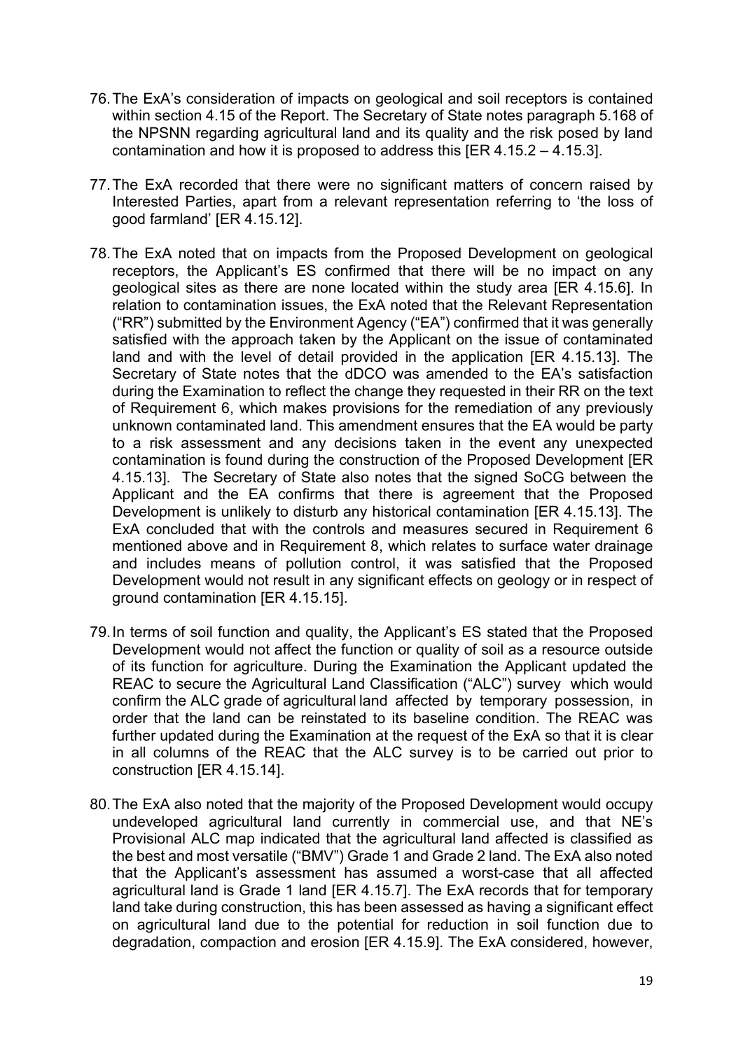76. The ExA's consideration of impacts on geological and soil receptors is contained within section 4.15 of the Report. The Secretary of State notes paragraph 5.168 of the NPSNN regarding agricultural land and its quality and the risk posed by land contamination and how it is proposed to address this [ER 4.15.2 – 4.15.3].

77. The ExA recorded that there were no significant matters of concern raised by Interested Parties, apart from a relevant representation referring to 'the loss of good farmland' [ER 4.15.12].

78. The ExA noted that on impacts from the Proposed Development on geological receptors, the Applicant's ES confirmed that there will be no impact on any geological sites as there are none located within the study area [ER 4.15.6]. In relation to contamination issues, the ExA noted that the Relevant Representation ("RR") submitted by the Environment Agency ("EA") confirmed that it was generally satisfied with the approach taken by the Applicant on the issue of contaminated land and with the level of detail provided in the application [ER 4.15.13]. The Secretary of State notes that the dDCO was amended to the EA's satisfaction during the Examination to reflect the change they requested in their RR on the text of Requirement 6, which makes provisions for the remediation of any previously unknown contaminated land. This amendment ensures that the EA would be party to a risk assessment and any decisions taken in the event any unexpected contamination is found during the construction of the Proposed Development [ER 4.15.13]. The Secretary of State also notes that the signed SoCG between the Applicant and the EA confirms that there is agreement that the Proposed Development is unlikely to disturb any historical contamination [ER 4.15.13]. The ExA concluded that with the controls and measures secured in Requirement 6 mentioned above and in Requirement 8, which relates to surface water drainage and includes means of pollution control, it was satisfied that the Proposed Development would not result in any significant effects on geology or in respect of ground contamination [ER 4.15.15].

79. In terms of soil function and quality, the Applicant's ES stated that the Proposed Development would not affect the function or quality of soil as a resource outside of its function for agriculture. During the Examination the Applicant updated the REAC to secure the Agricultural Land Classification ("ALC") survey which would confirm the ALC grade of agricultural land affected by temporary possession, in order that the land can be reinstated to its baseline condition. The REAC was further updated during the Examination at the request of the ExA so that it is clear in all columns of the REAC that the ALC survey is to be carried out prior to construction [ER 4.15.14].

80. The ExA also noted that the majority of the Proposed Development would occupy undeveloped agricultural land currently in commercial use, and that NE's Provisional ALC map indicated that the agricultural land affected is classified as the best and most versatile ("BMV") Grade 1 and Grade 2 land. The ExA also noted that the Applicant's assessment has assumed a worst-case that all affected agricultural land is Grade 1 land [ER 4.15.7]. The ExA records that for temporary land take during construction, this has been assessed as having a significant effect on agricultural land due to the potential for reduction in soil function due to degradation, compaction and erosion [ER 4.15.9]. The ExA considered, however,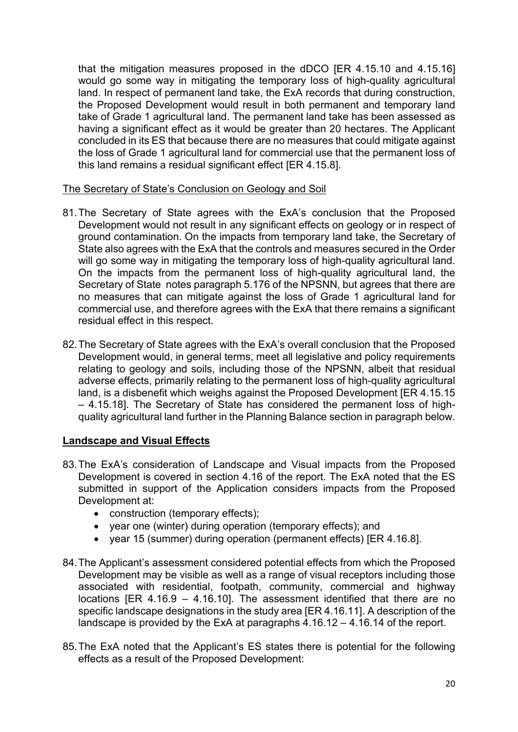that the mitigation measures proposed in the dDCO [ER 4.15.10 and 4.15.16] would go some way in mitigating the temporary loss of high-quality agricultural land. In respect of permanent land take, the ExA records that during construction, the Proposed Development would result in both permanent and temporary land take of Grade 1 agricultural land. The permanent land take has been assessed as having a significant effect as it would be greater than 20 hectares. The Applicant concluded in its ES that because there are no measures that could mitigate against the loss of Grade 1 agricultural land for commercial use that the permanent loss of this land remains a residual significant effect [ER 4.15.8].

The Secretary of State's Conclusion on Geology and Soil

81. The Secretary of State agrees with the ExA's conclusion that the Proposed Development would not result in any significant effects on geology or in respect of ground contamination. On the impacts from temporary land take, the Secretary of State also agrees with the ExA that the controls and measures secured in the Order will go some way in mitigating the temporary loss of high-quality agricultural land. On the impacts from the permanent loss of high-quality agricultural land, the Secretary of State notes paragraph 5.176 of the NPSNN, but agrees that there are no measures that can mitigate against the loss of Grade 1 agricultural land for commercial use, and therefore agrees with the ExA that there remains a significant residual effect in this respect.

82. The Secretary of State agrees with the ExA's overall conclusion that the Proposed Development would, in general terms, meet all legislative and policy requirements relating to geology and soils, including those of the NPSNN, albeit that residual adverse effects, primarily relating to the permanent loss of high-quality agricultural land, is a disbenefit which weighs against the Proposed Development [ER 4.15.15 – 4.15.18]. The Secretary of State has considered the permanent loss of high-quality agricultural land further in the Planning Balance section in paragraph below.

## Landscape and Visual Effects

83. The ExA's consideration of Landscape and Visual impacts from the Proposed Development is covered in section 4.16 of the report. The ExA noted that the ES submitted in support of the Application considers impacts from the Proposed Development at:
    - construction (temporary effects);
    - year one (winter) during operation (temporary effects); and
    - year 15 (summer) during operation (permanent effects) [ER 4.16.8].

84. The Applicant's assessment considered potential effects from which the Proposed Development may be visible as well as a range of visual receptors including those associated with residential, footpath, community, commercial and highway locations [ER 4.16.9 – 4.16.10]. The assessment identified that there are no specific landscape designations in the study area [ER 4.16.11]. A description of the landscape is provided by the ExA at paragraphs 4.16.12 – 4.16.14 of the report.

85. The ExA noted that the Applicant's ES states there is potential for the following effects as a result of the Proposed Development: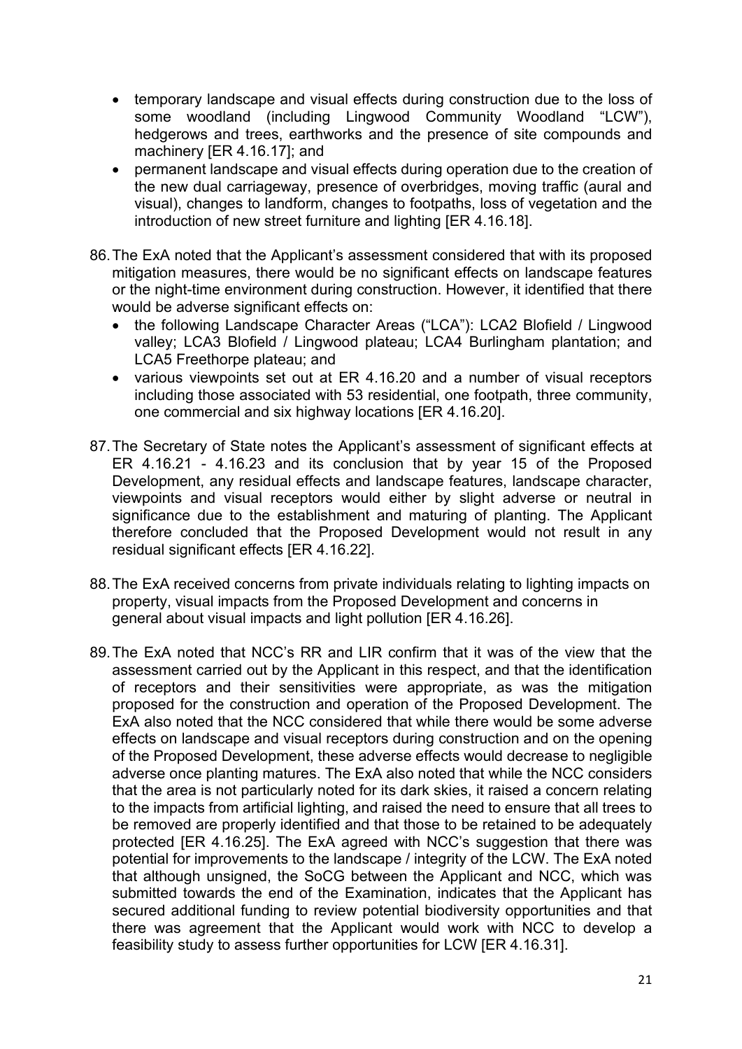- temporary landscape and visual effects during construction due to the loss of some woodland (including Lingwood Community Woodland "LCW"), hedgerows and trees, earthworks and the presence of site compounds and machinery [ER 4.16.17]; and
- permanent landscape and visual effects during operation due to the creation of the new dual carriageway, presence of overbridges, moving traffic (aural and visual), changes to landform, changes to footpaths, loss of vegetation and the introduction of new street furniture and lighting [ER 4.16.18].

86. The ExA noted that the Applicant's assessment considered that with its proposed mitigation measures, there would be no significant effects on landscape features or the night-time environment during construction. However, it identified that there would be adverse significant effects on:
    - the following Landscape Character Areas ("LCA"): LCA2 Blofield / Lingwood valley; LCA3 Blofield / Lingwood plateau; LCA4 Burlingham plantation; and LCA5 Freethorpe plateau; and
    - various viewpoints set out at ER 4.16.20 and a number of visual receptors including those associated with 53 residential, one footpath, three community, one commercial and six highway locations [ER 4.16.20].

87. The Secretary of State notes the Applicant's assessment of significant effects at ER 4.16.21 - 4.16.23 and its conclusion that by year 15 of the Proposed Development, any residual effects and landscape features, landscape character, viewpoints and visual receptors would either by slight adverse or neutral in significance due to the establishment and maturing of planting. The Applicant therefore concluded that the Proposed Development would not result in any residual significant effects [ER 4.16.22].

88. The ExA received concerns from private individuals relating to lighting impacts on property, visual impacts from the Proposed Development and concerns in general about visual impacts and light pollution [ER 4.16.26].

89. The ExA noted that NCC's RR and LIR confirm that it was of the view that the assessment carried out by the Applicant in this respect, and that the identification of receptors and their sensitivities were appropriate, as was the mitigation proposed for the construction and operation of the Proposed Development. The ExA also noted that the NCC considered that while there would be some adverse effects on landscape and visual receptors during construction and on the opening of the Proposed Development, these adverse effects would decrease to negligible adverse once planting matures. The ExA also noted that while the NCC considers that the area is not particularly noted for its dark skies, it raised a concern relating to the impacts from artificial lighting, and raised the need to ensure that all trees to be removed are properly identified and that those to be retained to be adequately protected [ER 4.16.25]. The ExA agreed with NCC's suggestion that there was potential for improvements to the landscape / integrity of the LCW. The ExA noted that although unsigned, the SoCG between the Applicant and NCC, which was submitted towards the end of the Examination, indicates that the Applicant has secured additional funding to review potential biodiversity opportunities and that there was agreement that the Applicant would work with NCC to develop a feasibility study to assess further opportunities for LCW [ER 4.16.31].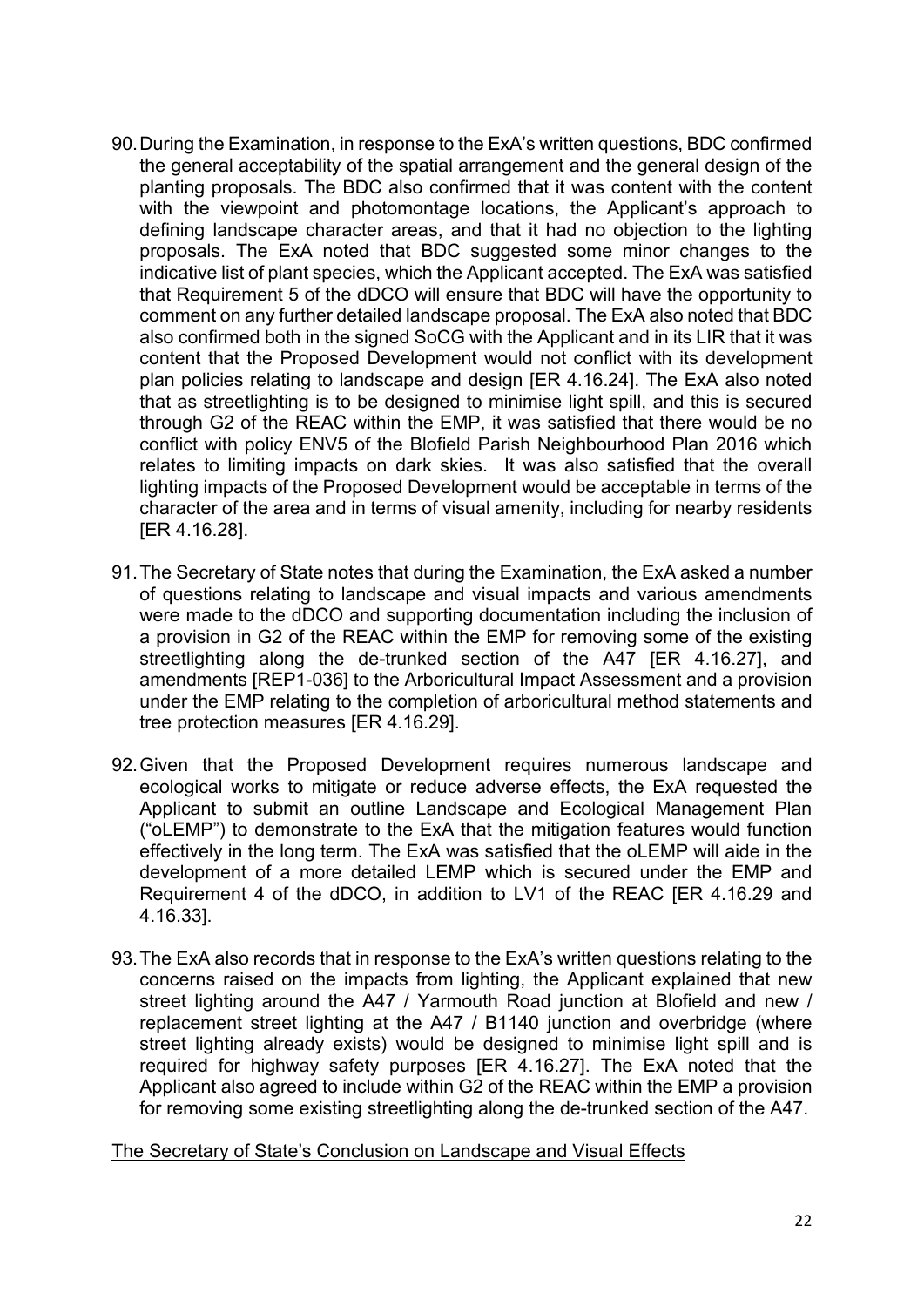90. During the Examination, in response to the ExA's written questions, BDC confirmed the general acceptability of the spatial arrangement and the general design of the planting proposals. The BDC also confirmed that it was content with the content with the viewpoint and photomontage locations, the Applicant's approach to defining landscape character areas, and that it had no objection to the lighting proposals. The ExA noted that BDC suggested some minor changes to the indicative list of plant species, which the Applicant accepted. The ExA was satisfied that Requirement 5 of the dDCO will ensure that BDC will have the opportunity to comment on any further detailed landscape proposal. The ExA also noted that BDC also confirmed both in the signed SoCG with the Applicant and in its LIR that it was content that the Proposed Development would not conflict with its development plan policies relating to landscape and design [ER 4.16.24]. The ExA also noted that as streetlighting is to be designed to minimise light spill, and this is secured through G2 of the REAC within the EMP, it was satisfied that there would be no conflict with policy ENV5 of the Blofield Parish Neighbourhood Plan 2016 which relates to limiting impacts on dark skies. It was also satisfied that the overall lighting impacts of the Proposed Development would be acceptable in terms of the character of the area and in terms of visual amenity, including for nearby residents [ER 4.16.28].

91. The Secretary of State notes that during the Examination, the ExA asked a number of questions relating to landscape and visual impacts and various amendments were made to the dDCO and supporting documentation including the inclusion of a provision in G2 of the REAC within the EMP for removing some of the existing streetlighting along the de-trunked section of the A47 [ER 4.16.27], and amendments [REP1-036] to the Arboricultural Impact Assessment and a provision under the EMP relating to the completion of arboricultural method statements and tree protection measures [ER 4.16.29].

92. Given that the Proposed Development requires numerous landscape and ecological works to mitigate or reduce adverse effects, the ExA requested the Applicant to submit an outline Landscape and Ecological Management Plan ("oLEMP") to demonstrate to the ExA that the mitigation features would function effectively in the long term. The ExA was satisfied that the oLEMP will aide in the development of a more detailed LEMP which is secured under the EMP and Requirement 4 of the dDCO, in addition to LV1 of the REAC [ER 4.16.29 and 4.16.33].

93. The ExA also records that in response to the ExA's written questions relating to the concerns raised on the impacts from lighting, the Applicant explained that new street lighting around the A47 / Yarmouth Road junction at Blofield and new / replacement street lighting at the A47 / B1140 junction and overbridge (where street lighting already exists) would be designed to minimise light spill and is required for highway safety purposes [ER 4.16.27]. The ExA noted that the Applicant also agreed to include within G2 of the REAC within the EMP a provision for removing some existing streetlighting along the de-trunked section of the A47.

<u>The Secretary of State's Conclusion on Landscape and Visual Effects</u>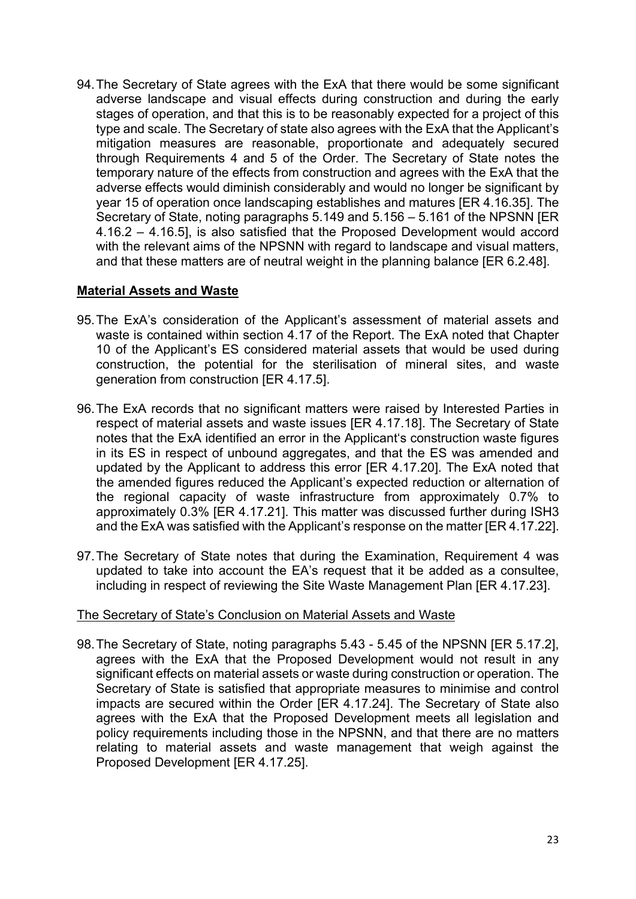94. The Secretary of State agrees with the ExA that there would be some significant adverse landscape and visual effects during construction and during the early stages of operation, and that this is to be reasonably expected for a project of this type and scale. The Secretary of state also agrees with the ExA that the Applicant's mitigation measures are reasonable, proportionate and adequately secured through Requirements 4 and 5 of the Order. The Secretary of State notes the temporary nature of the effects from construction and agrees with the ExA that the adverse effects would diminish considerably and would no longer be significant by year 15 of operation once landscaping establishes and matures [ER 4.16.35]. The Secretary of State, noting paragraphs 5.149 and 5.156 – 5.161 of the NPSNN [ER 4.16.2 – 4.16.5], is also satisfied that the Proposed Development would accord with the relevant aims of the NPSNN with regard to landscape and visual matters, and that these matters are of neutral weight in the planning balance [ER 6.2.48].

## Material Assets and Waste

95. The ExA's consideration of the Applicant's assessment of material assets and waste is contained within section 4.17 of the Report. The ExA noted that Chapter 10 of the Applicant's ES considered material assets that would be used during construction, the potential for the sterilisation of mineral sites, and waste generation from construction [ER 4.17.5].

96. The ExA records that no significant matters were raised by Interested Parties in respect of material assets and waste issues [ER 4.17.18]. The Secretary of State notes that the ExA identified an error in the Applicant's construction waste figures in its ES in respect of unbound aggregates, and that the ES was amended and updated by the Applicant to address this error [ER 4.17.20]. The ExA noted that the amended figures reduced the Applicant's expected reduction or alternation of the regional capacity of waste infrastructure from approximately 0.7% to approximately 0.3% [ER 4.17.21]. This matter was discussed further during ISH3 and the ExA was satisfied with the Applicant's response on the matter [ER 4.17.22].

97. The Secretary of State notes that during the Examination, Requirement 4 was updated to take into account the EA's request that it be added as a consultee, including in respect of reviewing the Site Waste Management Plan [ER 4.17.23].

### The Secretary of State's Conclusion on Material Assets and Waste

98. The Secretary of State, noting paragraphs 5.43 - 5.45 of the NPSNN [ER 5.17.2], agrees with the ExA that the Proposed Development would not result in any significant effects on material assets or waste during construction or operation. The Secretary of State is satisfied that appropriate measures to minimise and control impacts are secured within the Order [ER 4.17.24]. The Secretary of State also agrees with the ExA that the Proposed Development meets all legislation and policy requirements including those in the NPSNN, and that there are no matters relating to material assets and waste management that weigh against the Proposed Development [ER 4.17.25].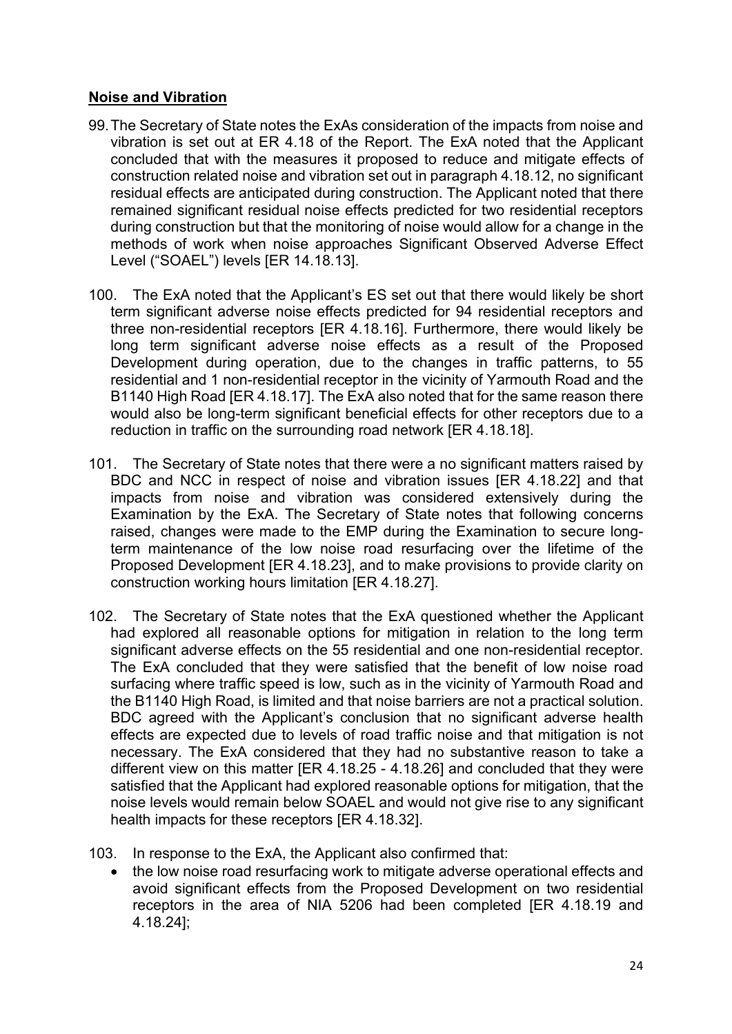## **Noise and Vibration**

99. The Secretary of State notes the ExAs consideration of the impacts from noise and vibration is set out at ER 4.18 of the Report. The ExA noted that the Applicant concluded that with the measures it proposed to reduce and mitigate effects of construction related noise and vibration set out in paragraph 4.18.12, no significant residual effects are anticipated during construction. The Applicant noted that there remained significant residual noise effects predicted for two residential receptors during construction but that the monitoring of noise would allow for a change in the methods of work when noise approaches Significant Observed Adverse Effect Level ("SOAEL") levels [ER 14.18.13].

100. The ExA noted that the Applicant's ES set out that there would likely be short term significant adverse noise effects predicted for 94 residential receptors and three non-residential receptors [ER 4.18.16]. Furthermore, there would likely be long term significant adverse noise effects as a result of the Proposed Development during operation, due to the changes in traffic patterns, to 55 residential and 1 non-residential receptor in the vicinity of Yarmouth Road and the B1140 High Road [ER 4.18.17]. The ExA also noted that for the same reason there would also be long-term significant beneficial effects for other receptors due to a reduction in traffic on the surrounding road network [ER 4.18.18].

101. The Secretary of State notes that there were a no significant matters raised by BDC and NCC in respect of noise and vibration issues [ER 4.18.22] and that impacts from noise and vibration was considered extensively during the Examination by the ExA. The Secretary of State notes that following concerns raised, changes were made to the EMP during the Examination to secure long-term maintenance of the low noise road resurfacing over the lifetime of the Proposed Development [ER 4.18.23], and to make provisions to provide clarity on construction working hours limitation [ER 4.18.27].

102. The Secretary of State notes that the ExA questioned whether the Applicant had explored all reasonable options for mitigation in relation to the long term significant adverse effects on the 55 residential and one non-residential receptor. The ExA concluded that they were satisfied that the benefit of low noise road surfacing where traffic speed is low, such as in the vicinity of Yarmouth Road and the B1140 High Road, is limited and that noise barriers are not a practical solution. BDC agreed with the Applicant's conclusion that no significant adverse health effects are expected due to levels of road traffic noise and that mitigation is not necessary. The ExA considered that they had no substantive reason to take a different view on this matter [ER 4.18.25 - 4.18.26] and concluded that they were satisfied that the Applicant had explored reasonable options for mitigation, that the noise levels would remain below SOAEL and would not give rise to any significant health impacts for these receptors [ER 4.18.32].

103. In response to the ExA, the Applicant also confirmed that:

- the low noise road resurfacing work to mitigate adverse operational effects and avoid significant effects from the Proposed Development on two residential receptors in the area of NIA 5206 had been completed [ER 4.18.19 and 4.18.24];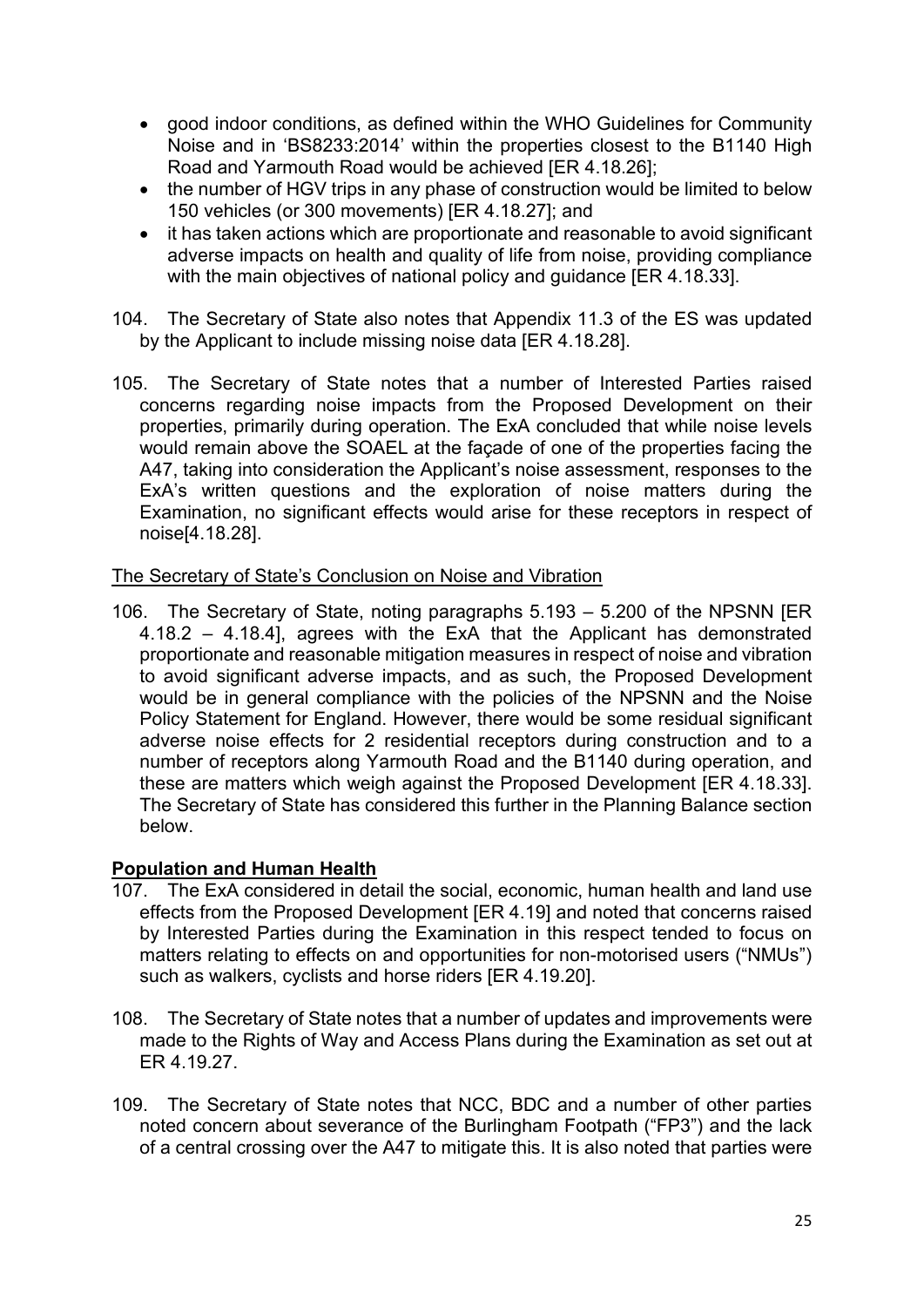- good indoor conditions, as defined within the WHO Guidelines for Community Noise and in 'BS8233:2014' within the properties closest to the B1140 High Road and Yarmouth Road would be achieved [ER 4.18.26];
- the number of HGV trips in any phase of construction would be limited to below 150 vehicles (or 300 movements) [ER 4.18.27]; and
- it has taken actions which are proportionate and reasonable to avoid significant adverse impacts on health and quality of life from noise, providing compliance with the main objectives of national policy and guidance [ER 4.18.33].

104. The Secretary of State also notes that Appendix 11.3 of the ES was updated by the Applicant to include missing noise data [ER 4.18.28].

105. The Secretary of State notes that a number of Interested Parties raised concerns regarding noise impacts from the Proposed Development on their properties, primarily during operation. The ExA concluded that while noise levels would remain above the SOAEL at the façade of one of the properties facing the A47, taking into consideration the Applicant's noise assessment, responses to the ExA's written questions and the exploration of noise matters during the Examination, no significant effects would arise for these receptors in respect of noise[4.18.28].

<u>The Secretary of State's Conclusion on Noise and Vibration</u>

106. The Secretary of State, noting paragraphs 5.193 – 5.200 of the NPSNN [ER 4.18.2 – 4.18.4], agrees with the ExA that the Applicant has demonstrated proportionate and reasonable mitigation measures in respect of noise and vibration to avoid significant adverse impacts, and as such, the Proposed Development would be in general compliance with the policies of the NPSNN and the Noise Policy Statement for England. However, there would be some residual significant adverse noise effects for 2 residential receptors during construction and to a number of receptors along Yarmouth Road and the B1140 during operation, and these are matters which weigh against the Proposed Development [ER 4.18.33]. The Secretary of State has considered this further in the Planning Balance section below.

## Population and Human Health

107. The ExA considered in detail the social, economic, human health and land use effects from the Proposed Development [ER 4.19] and noted that concerns raised by Interested Parties during the Examination in this respect tended to focus on matters relating to effects on and opportunities for non-motorised users ("NMUs") such as walkers, cyclists and horse riders [ER 4.19.20].

108. The Secretary of State notes that a number of updates and improvements were made to the Rights of Way and Access Plans during the Examination as set out at ER 4.19.27.

109. The Secretary of State notes that NCC, BDC and a number of other parties noted concern about severance of the Burlingham Footpath ("FP3") and the lack of a central crossing over the A47 to mitigate this. It is also noted that parties were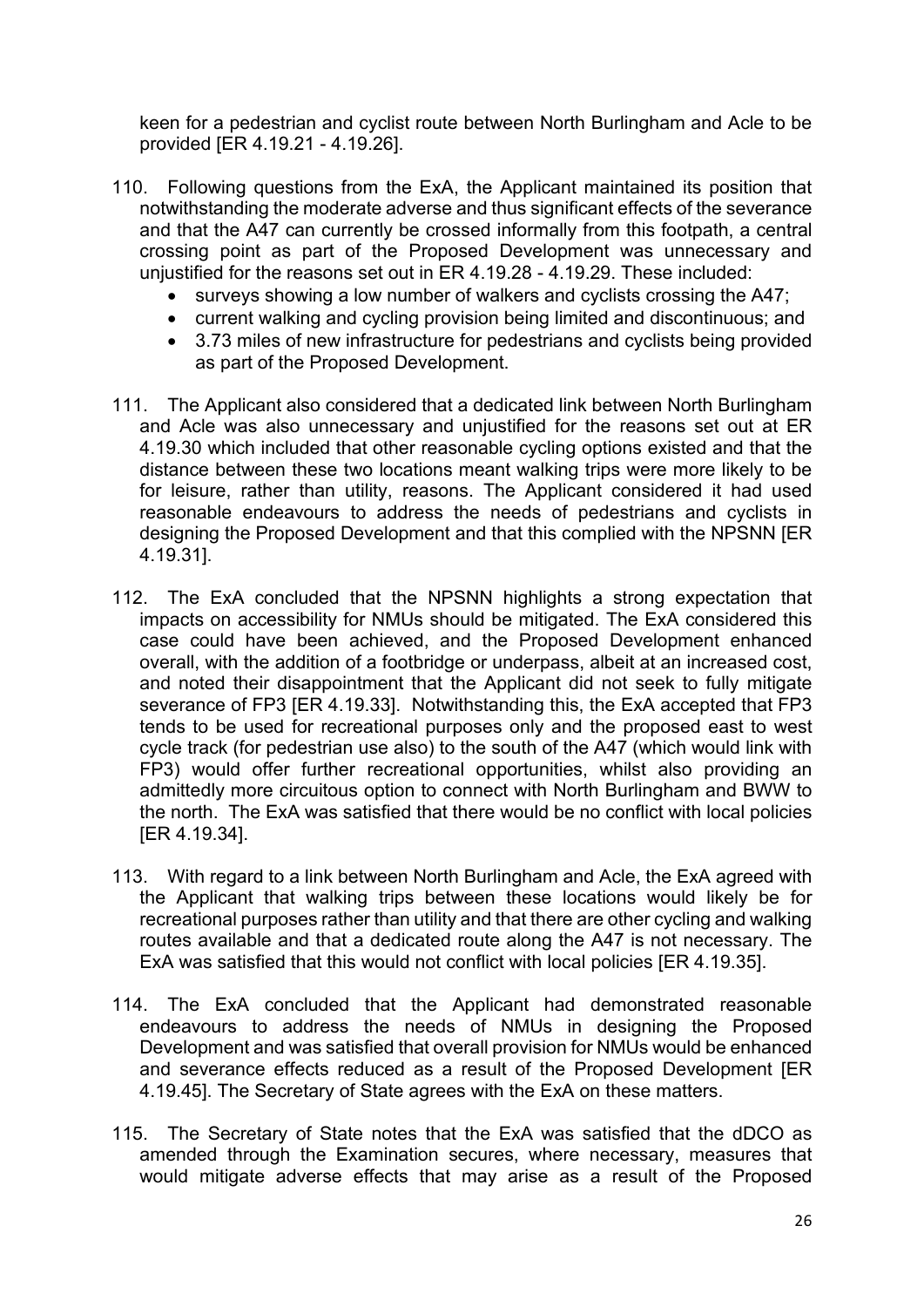keen for a pedestrian and cyclist route between North Burlingham and Acle to be provided [ER 4.19.21 - 4.19.26].

110. Following questions from the ExA, the Applicant maintained its position that notwithstanding the moderate adverse and thus significant effects of the severance and that the A47 can currently be crossed informally from this footpath, a central crossing point as part of the Proposed Development was unnecessary and unjustified for the reasons set out in ER 4.19.28 - 4.19.29. These included:
    - surveys showing a low number of walkers and cyclists crossing the A47;
    - current walking and cycling provision being limited and discontinuous; and
    - 3.73 miles of new infrastructure for pedestrians and cyclists being provided as part of the Proposed Development.

111. The Applicant also considered that a dedicated link between North Burlingham and Acle was also unnecessary and unjustified for the reasons set out at ER 4.19.30 which included that other reasonable cycling options existed and that the distance between these two locations meant walking trips were more likely to be for leisure, rather than utility, reasons. The Applicant considered it had used reasonable endeavours to address the needs of pedestrians and cyclists in designing the Proposed Development and that this complied with the NPSNN [ER 4.19.31].

112. The ExA concluded that the NPSNN highlights a strong expectation that impacts on accessibility for NMUs should be mitigated. The ExA considered this case could have been achieved, and the Proposed Development enhanced overall, with the addition of a footbridge or underpass, albeit at an increased cost, and noted their disappointment that the Applicant did not seek to fully mitigate severance of FP3 [ER 4.19.33]. Notwithstanding this, the ExA accepted that FP3 tends to be used for recreational purposes only and the proposed east to west cycle track (for pedestrian use also) to the south of the A47 (which would link with FP3) would offer further recreational opportunities, whilst also providing an admittedly more circuitous option to connect with North Burlingham and BWW to the north. The ExA was satisfied that there would be no conflict with local policies [ER 4.19.34].

113. With regard to a link between North Burlingham and Acle, the ExA agreed with the Applicant that walking trips between these locations would likely be for recreational purposes rather than utility and that there are other cycling and walking routes available and that a dedicated route along the A47 is not necessary. The ExA was satisfied that this would not conflict with local policies [ER 4.19.35].

114. The ExA concluded that the Applicant had demonstrated reasonable endeavours to address the needs of NMUs in designing the Proposed Development and was satisfied that overall provision for NMUs would be enhanced and severance effects reduced as a result of the Proposed Development [ER 4.19.45]. The Secretary of State agrees with the ExA on these matters.

115. The Secretary of State notes that the ExA was satisfied that the dDCO as amended through the Examination secures, where necessary, measures that would mitigate adverse effects that may arise as a result of the Proposed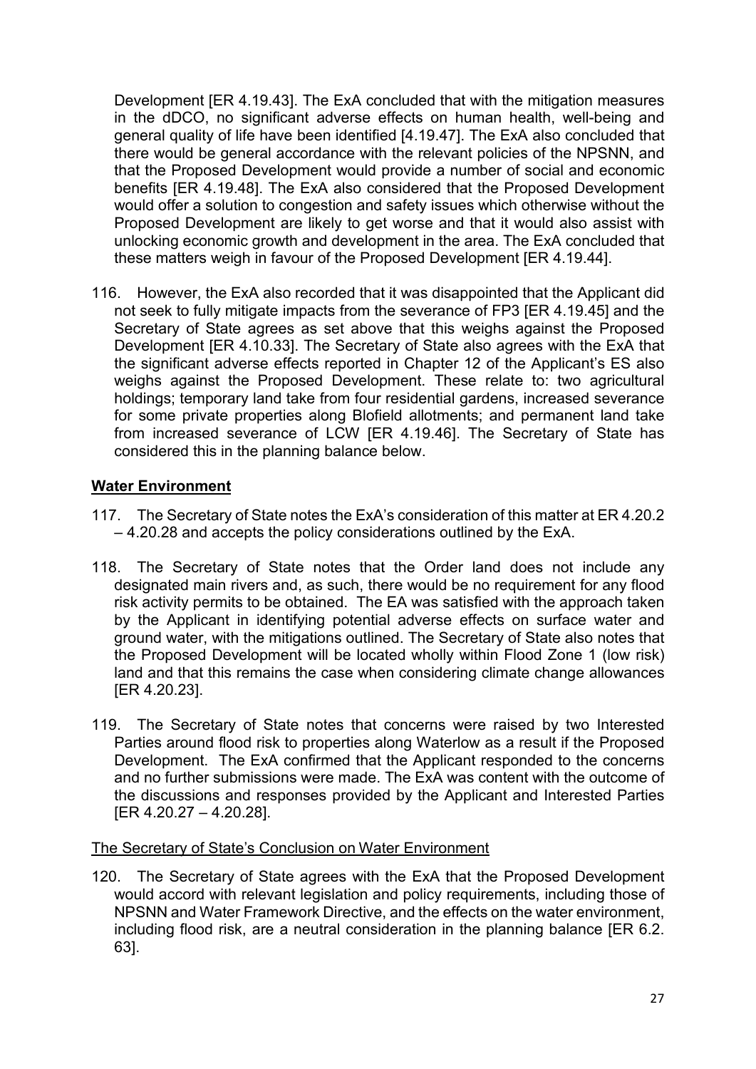Development [ER 4.19.43]. The ExA concluded that with the mitigation measures in the dDCO, no significant adverse effects on human health, well-being and general quality of life have been identified [4.19.47]. The ExA also concluded that there would be general accordance with the relevant policies of the NPSNN, and that the Proposed Development would provide a number of social and economic benefits [ER 4.19.48]. The ExA also considered that the Proposed Development would offer a solution to congestion and safety issues which otherwise without the Proposed Development are likely to get worse and that it would also assist with unlocking economic growth and development in the area. The ExA concluded that these matters weigh in favour of the Proposed Development [ER 4.19.44].

116. However, the ExA also recorded that it was disappointed that the Applicant did not seek to fully mitigate impacts from the severance of FP3 [ER 4.19.45] and the Secretary of State agrees as set above that this weighs against the Proposed Development [ER 4.10.33]. The Secretary of State also agrees with the ExA that the significant adverse effects reported in Chapter 12 of the Applicant's ES also weighs against the Proposed Development. These relate to: two agricultural holdings; temporary land take from four residential gardens, increased severance for some private properties along Blofield allotments; and permanent land take from increased severance of LCW [ER 4.19.46]. The Secretary of State has considered this in the planning balance below.

## **Water Environment**

117. The Secretary of State notes the ExA's consideration of this matter at ER 4.20.2 – 4.20.28 and accepts the policy considerations outlined by the ExA.

118. The Secretary of State notes that the Order land does not include any designated main rivers and, as such, there would be no requirement for any flood risk activity permits to be obtained. The EA was satisfied with the approach taken by the Applicant in identifying potential adverse effects on surface water and ground water, with the mitigations outlined. The Secretary of State also notes that the Proposed Development will be located wholly within Flood Zone 1 (low risk) land and that this remains the case when considering climate change allowances [ER 4.20.23].

119. The Secretary of State notes that concerns were raised by two Interested Parties around flood risk to properties along Waterlow as a result if the Proposed Development. The ExA confirmed that the Applicant responded to the concerns and no further submissions were made. The ExA was content with the outcome of the discussions and responses provided by the Applicant and Interested Parties [ER 4.20.27 – 4.20.28].

### The Secretary of State's Conclusion on Water Environment

120. The Secretary of State agrees with the ExA that the Proposed Development would accord with relevant legislation and policy requirements, including those of NPSNN and Water Framework Directive, and the effects on the water environment, including flood risk, are a neutral consideration in the planning balance [ER 6.2. 63].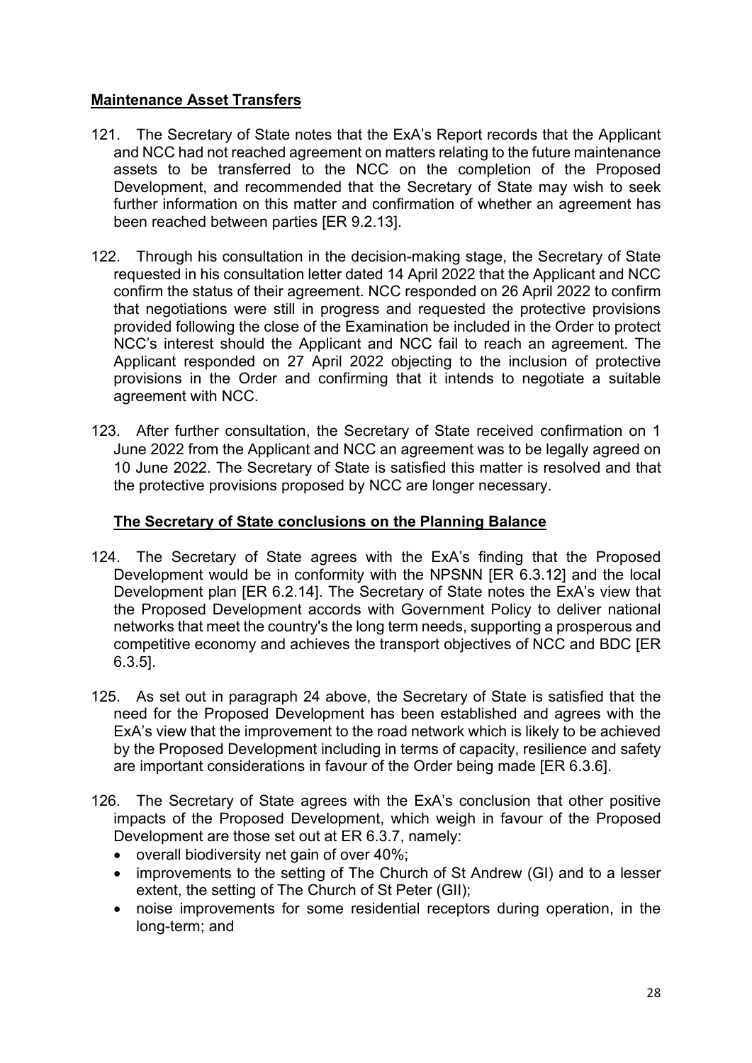## **Maintenance Asset Transfers**

121. The Secretary of State notes that the ExA's Report records that the Applicant and NCC had not reached agreement on matters relating to the future maintenance assets to be transferred to the NCC on the completion of the Proposed Development, and recommended that the Secretary of State may wish to seek further information on this matter and confirmation of whether an agreement has been reached between parties [ER 9.2.13].

122. Through his consultation in the decision-making stage, the Secretary of State requested in his consultation letter dated 14 April 2022 that the Applicant and NCC confirm the status of their agreement. NCC responded on 26 April 2022 to confirm that negotiations were still in progress and requested the protective provisions provided following the close of the Examination be included in the Order to protect NCC's interest should the Applicant and NCC fail to reach an agreement. The Applicant responded on 27 April 2022 objecting to the inclusion of protective provisions in the Order and confirming that it intends to negotiate a suitable agreement with NCC.

123. After further consultation, the Secretary of State received confirmation on 1 June 2022 from the Applicant and NCC an agreement was to be legally agreed on 10 June 2022. The Secretary of State is satisfied this matter is resolved and that the protective provisions proposed by NCC are longer necessary.

## **The Secretary of State conclusions on the Planning Balance**

124. The Secretary of State agrees with the ExA's finding that the Proposed Development would be in conformity with the NPSNN [ER 6.3.12] and the local Development plan [ER 6.2.14]. The Secretary of State notes the ExA's view that the Proposed Development accords with Government Policy to deliver national networks that meet the country's the long term needs, supporting a prosperous and competitive economy and achieves the transport objectives of NCC and BDC [ER 6.3.5].

125. As set out in paragraph 24 above, the Secretary of State is satisfied that the need for the Proposed Development has been established and agrees with the ExA's view that the improvement to the road network which is likely to be achieved by the Proposed Development including in terms of capacity, resilience and safety are important considerations in favour of the Order being made [ER 6.3.6].

126. The Secretary of State agrees with the ExA's conclusion that other positive impacts of the Proposed Development, which weigh in favour of the Proposed Development are those set out at ER 6.3.7, namely:

- overall biodiversity net gain of over 40%;
- improvements to the setting of The Church of St Andrew (GI) and to a lesser extent, the setting of The Church of St Peter (GII);
- noise improvements for some residential receptors during operation, in the long-term; and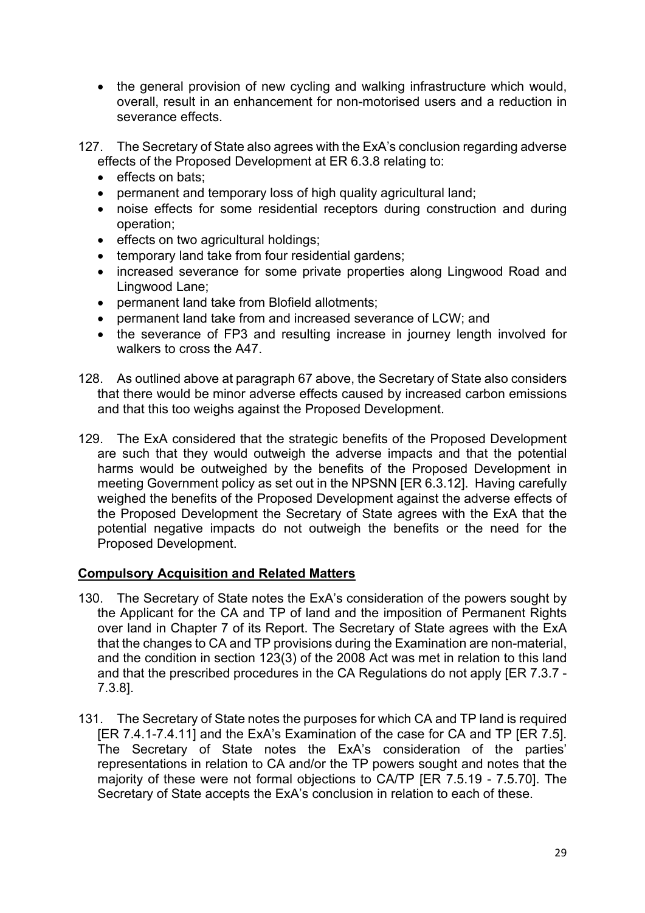- the general provision of new cycling and walking infrastructure which would, overall, result in an enhancement for non-motorised users and a reduction in severance effects.

127. The Secretary of State also agrees with the ExA's conclusion regarding adverse effects of the Proposed Development at ER 6.3.8 relating to:
   - effects on bats;
   - permanent and temporary loss of high quality agricultural land;
   - noise effects for some residential receptors during construction and during operation;
   - effects on two agricultural holdings;
   - temporary land take from four residential gardens;
   - increased severance for some private properties along Lingwood Road and Lingwood Lane;
   - permanent land take from Blofield allotments;
   - permanent land take from and increased severance of LCW; and
   - the severance of FP3 and resulting increase in journey length involved for walkers to cross the A47.

128. As outlined above at paragraph 67 above, the Secretary of State also considers that there would be minor adverse effects caused by increased carbon emissions and that this too weighs against the Proposed Development.

129. The ExA considered that the strategic benefits of the Proposed Development are such that they would outweigh the adverse impacts and that the potential harms would be outweighed by the benefits of the Proposed Development in meeting Government policy as set out in the NPSNN [ER 6.3.12]. Having carefully weighed the benefits of the Proposed Development against the adverse effects of the Proposed Development the Secretary of State agrees with the ExA that the potential negative impacts do not outweigh the benefits or the need for the Proposed Development.

## Compulsory Acquisition and Related Matters

130. The Secretary of State notes the ExA's consideration of the powers sought by the Applicant for the CA and TP of land and the imposition of Permanent Rights over land in Chapter 7 of its Report. The Secretary of State agrees with the ExA that the changes to CA and TP provisions during the Examination are non-material, and the condition in section 123(3) of the 2008 Act was met in relation to this land and that the prescribed procedures in the CA Regulations do not apply [ER 7.3.7 - 7.3.8].

131. The Secretary of State notes the purposes for which CA and TP land is required [ER 7.4.1-7.4.11] and the ExA's Examination of the case for CA and TP [ER 7.5]. The Secretary of State notes the ExA's consideration of the parties' representations in relation to CA and/or the TP powers sought and notes that the majority of these were not formal objections to CA/TP [ER 7.5.19 - 7.5.70]. The Secretary of State accepts the ExA's conclusion in relation to each of these.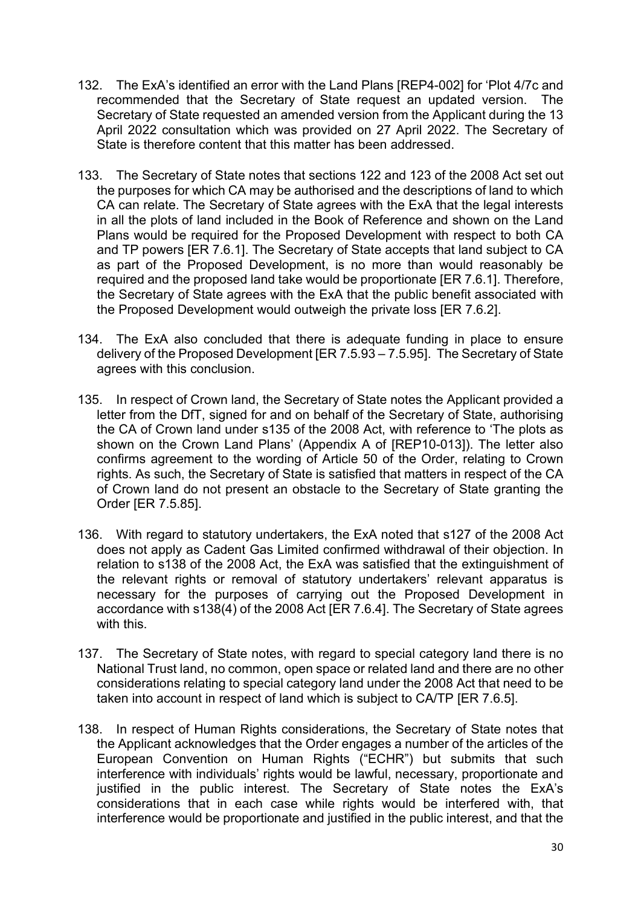132. The ExA's identified an error with the Land Plans [REP4-002] for 'Plot 4/7c and recommended that the Secretary of State request an updated version. The Secretary of State requested an amended version from the Applicant during the 13 April 2022 consultation which was provided on 27 April 2022. The Secretary of State is therefore content that this matter has been addressed.

133. The Secretary of State notes that sections 122 and 123 of the 2008 Act set out the purposes for which CA may be authorised and the descriptions of land to which CA can relate. The Secretary of State agrees with the ExA that the legal interests in all the plots of land included in the Book of Reference and shown on the Land Plans would be required for the Proposed Development with respect to both CA and TP powers [ER 7.6.1]. The Secretary of State accepts that land subject to CA as part of the Proposed Development, is no more than would reasonably be required and the proposed land take would be proportionate [ER 7.6.1]. Therefore, the Secretary of State agrees with the ExA that the public benefit associated with the Proposed Development would outweigh the private loss [ER 7.6.2].

134. The ExA also concluded that there is adequate funding in place to ensure delivery of the Proposed Development [ER 7.5.93 – 7.5.95]. The Secretary of State agrees with this conclusion.

135. In respect of Crown land, the Secretary of State notes the Applicant provided a letter from the DfT, signed for and on behalf of the Secretary of State, authorising the CA of Crown land under s135 of the 2008 Act, with reference to 'The plots as shown on the Crown Land Plans' (Appendix A of [REP10-013]). The letter also confirms agreement to the wording of Article 50 of the Order, relating to Crown rights. As such, the Secretary of State is satisfied that matters in respect of the CA of Crown land do not present an obstacle to the Secretary of State granting the Order [ER 7.5.85].

136. With regard to statutory undertakers, the ExA noted that s127 of the 2008 Act does not apply as Cadent Gas Limited confirmed withdrawal of their objection. In relation to s138 of the 2008 Act, the ExA was satisfied that the extinguishment of the relevant rights or removal of statutory undertakers' relevant apparatus is necessary for the purposes of carrying out the Proposed Development in accordance with s138(4) of the 2008 Act [ER 7.6.4]. The Secretary of State agrees with this.

137. The Secretary of State notes, with regard to special category land there is no National Trust land, no common, open space or related land and there are no other considerations relating to special category land under the 2008 Act that need to be taken into account in respect of land which is subject to CA/TP [ER 7.6.5].

138. In respect of Human Rights considerations, the Secretary of State notes that the Applicant acknowledges that the Order engages a number of the articles of the European Convention on Human Rights ("ECHR") but submits that such interference with individuals' rights would be lawful, necessary, proportionate and justified in the public interest. The Secretary of State notes the ExA's considerations that in each case while rights would be interfered with, that interference would be proportionate and justified in the public interest, and that the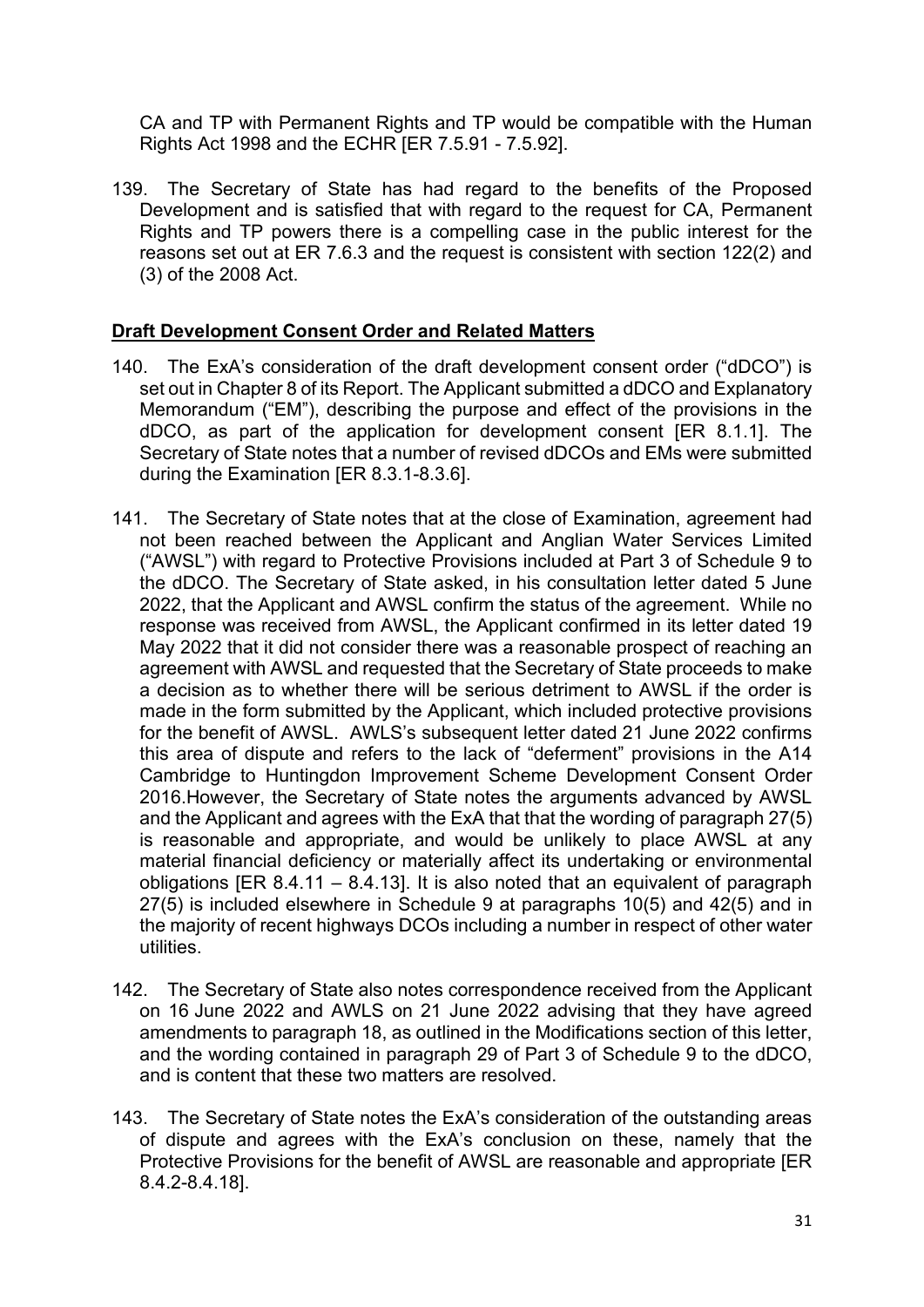CA and TP with Permanent Rights and TP would be compatible with the Human Rights Act 1998 and the ECHR [ER 7.5.91 - 7.5.92].

139. The Secretary of State has had regard to the benefits of the Proposed Development and is satisfied that with regard to the request for CA, Permanent Rights and TP powers there is a compelling case in the public interest for the reasons set out at ER 7.6.3 and the request is consistent with section 122(2) and (3) of the 2008 Act.

## Draft Development Consent Order and Related Matters

140. The ExA's consideration of the draft development consent order ("dDCO") is set out in Chapter 8 of its Report. The Applicant submitted a dDCO and Explanatory Memorandum ("EM"), describing the purpose and effect of the provisions in the dDCO, as part of the application for development consent [ER 8.1.1]. The Secretary of State notes that a number of revised dDCOs and EMs were submitted during the Examination [ER 8.3.1-8.3.6].

141. The Secretary of State notes that at the close of Examination, agreement had not been reached between the Applicant and Anglian Water Services Limited ("AWSL") with regard to Protective Provisions included at Part 3 of Schedule 9 to the dDCO. The Secretary of State asked, in his consultation letter dated 5 June 2022, that the Applicant and AWSL confirm the status of the agreement. While no response was received from AWSL, the Applicant confirmed in its letter dated 19 May 2022 that it did not consider there was a reasonable prospect of reaching an agreement with AWSL and requested that the Secretary of State proceeds to make a decision as to whether there will be serious detriment to AWSL if the order is made in the form submitted by the Applicant, which included protective provisions for the benefit of AWSL. AWLS's subsequent letter dated 21 June 2022 confirms this area of dispute and refers to the lack of "deferment" provisions in the A14 Cambridge to Huntingdon Improvement Scheme Development Consent Order 2016.However, the Secretary of State notes the arguments advanced by AWSL and the Applicant and agrees with the ExA that that the wording of paragraph 27(5) is reasonable and appropriate, and would be unlikely to place AWSL at any material financial deficiency or materially affect its undertaking or environmental obligations [ER 8.4.11 – 8.4.13]. It is also noted that an equivalent of paragraph 27(5) is included elsewhere in Schedule 9 at paragraphs 10(5) and 42(5) and in the majority of recent highways DCOs including a number in respect of other water utilities.

142. The Secretary of State also notes correspondence received from the Applicant on 16 June 2022 and AWLS on 21 June 2022 advising that they have agreed amendments to paragraph 18, as outlined in the Modifications section of this letter, and the wording contained in paragraph 29 of Part 3 of Schedule 9 to the dDCO, and is content that these two matters are resolved.

143. The Secretary of State notes the ExA's consideration of the outstanding areas of dispute and agrees with the ExA's conclusion on these, namely that the Protective Provisions for the benefit of AWSL are reasonable and appropriate [ER 8.4.2-8.4.18].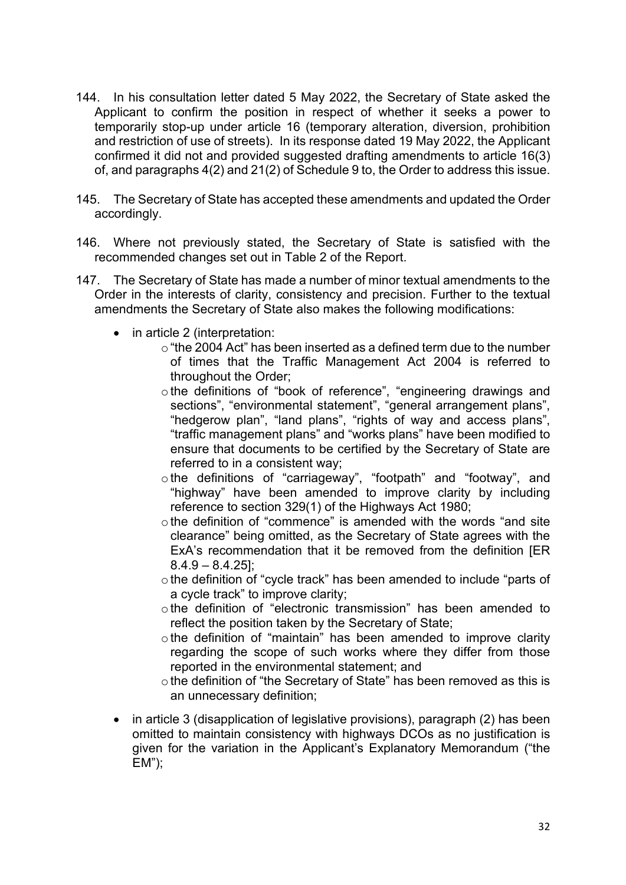144. In his consultation letter dated 5 May 2022, the Secretary of State asked the Applicant to confirm the position in respect of whether it seeks a power to temporarily stop-up under article 16 (temporary alteration, diversion, prohibition and restriction of use of streets). In its response dated 19 May 2022, the Applicant confirmed it did not and provided suggested drafting amendments to article 16(3) of, and paragraphs 4(2) and 21(2) of Schedule 9 to, the Order to address this issue.

145. The Secretary of State has accepted these amendments and updated the Order accordingly.

146. Where not previously stated, the Secretary of State is satisfied with the recommended changes set out in Table 2 of the Report.

147. The Secretary of State has made a number of minor textual amendments to the Order in the interests of clarity, consistency and precision. Further to the textual amendments the Secretary of State also makes the following modifications:

- in article 2 (interpretation:
  - "the 2004 Act" has been inserted as a defined term due to the number of times that the Traffic Management Act 2004 is referred to throughout the Order;
  - the definitions of "book of reference", "engineering drawings and sections", "environmental statement", "general arrangement plans", "hedgerow plan", "land plans", "rights of way and access plans", "traffic management plans" and "works plans" have been modified to ensure that documents to be certified by the Secretary of State are referred to in a consistent way;
  - the definitions of "carriageway", "footpath" and "footway", and "highway" have been amended to improve clarity by including reference to section 329(1) of the Highways Act 1980;
  - the definition of "commence" is amended with the words "and site clearance" being omitted, as the Secretary of State agrees with the ExA's recommendation that it be removed from the definition [ER 8.4.9 – 8.4.25];
  - the definition of "cycle track" has been amended to include "parts of a cycle track" to improve clarity;
  - the definition of "electronic transmission" has been amended to reflect the position taken by the Secretary of State;
  - the definition of "maintain" has been amended to improve clarity regarding the scope of such works where they differ from those reported in the environmental statement; and
  - the definition of "the Secretary of State" has been removed as this is an unnecessary definition;
- in article 3 (disapplication of legislative provisions), paragraph (2) has been omitted to maintain consistency with highways DCOs as no justification is given for the variation in the Applicant's Explanatory Memorandum ("the EM");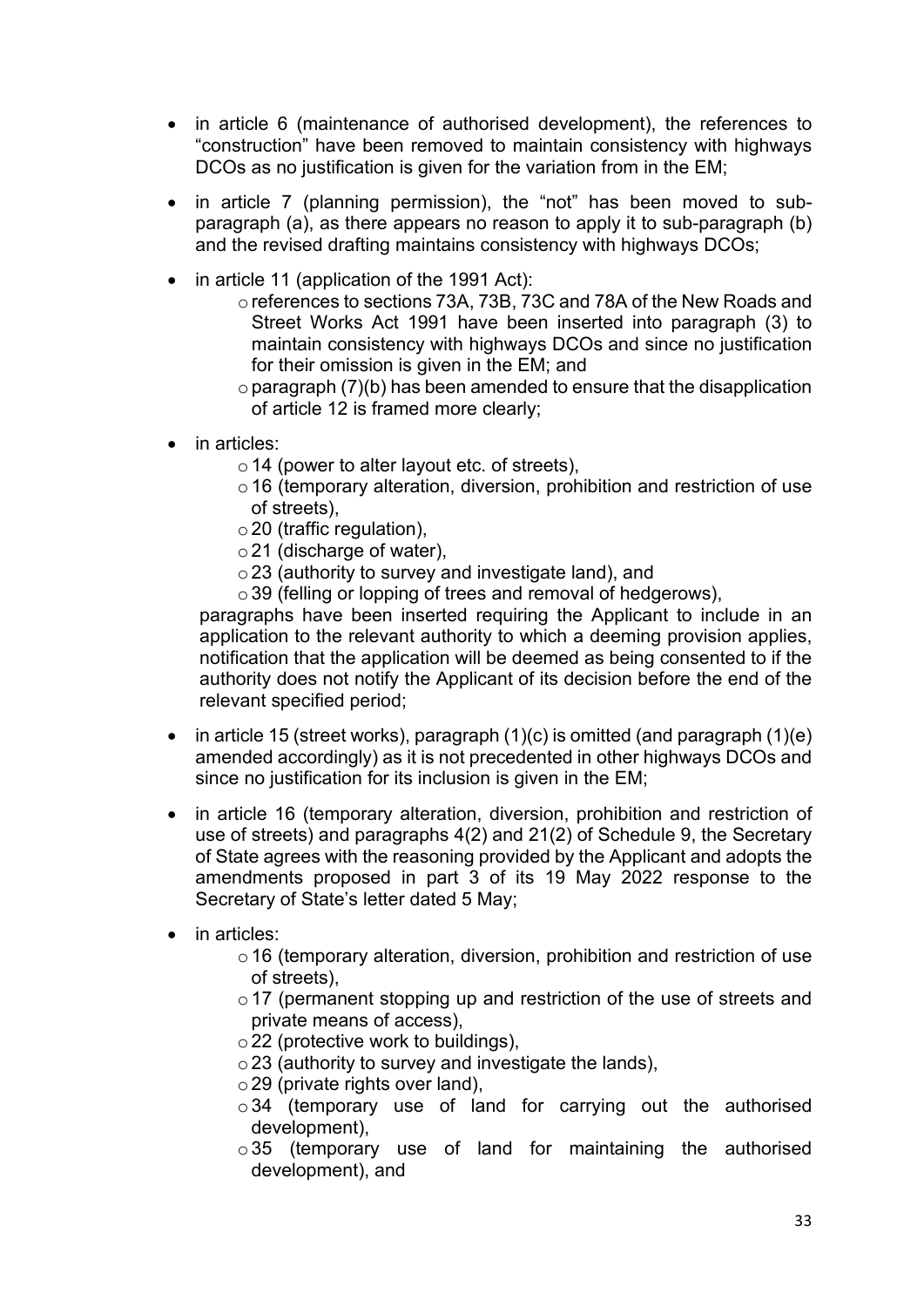- in article 6 (maintenance of authorised development), the references to "construction" have been removed to maintain consistency with highways DCOs as no justification is given for the variation from in the EM;
- in article 7 (planning permission), the "not" has been moved to sub-paragraph (a), as there appears no reason to apply it to sub-paragraph (b) and the revised drafting maintains consistency with highways DCOs;
- in article 11 (application of the 1991 Act):
  - references to sections 73A, 73B, 73C and 78A of the New Roads and Street Works Act 1991 have been inserted into paragraph (3) to maintain consistency with highways DCOs and since no justification for their omission is given in the EM; and
  - paragraph (7)(b) has been amended to ensure that the disapplication of article 12 is framed more clearly;
- in articles:
  - 14 (power to alter layout etc. of streets),
  - 16 (temporary alteration, diversion, prohibition and restriction of use of streets),
  - 20 (traffic regulation),
  - 21 (discharge of water),
  - 23 (authority to survey and investigate land), and
  - 39 (felling or lopping of trees and removal of hedgerows),

  paragraphs have been inserted requiring the Applicant to include in an application to the relevant authority to which a deeming provision applies, notification that the application will be deemed as being consented to if the authority does not notify the Applicant of its decision before the end of the relevant specified period;
- in article 15 (street works), paragraph (1)(c) is omitted (and paragraph (1)(e) amended accordingly) as it is not precedented in other highways DCOs and since no justification for its inclusion is given in the EM;
- in article 16 (temporary alteration, diversion, prohibition and restriction of use of streets) and paragraphs 4(2) and 21(2) of Schedule 9, the Secretary of State agrees with the reasoning provided by the Applicant and adopts the amendments proposed in part 3 of its 19 May 2022 response to the Secretary of State's letter dated 5 May;
- in articles:
  - 16 (temporary alteration, diversion, prohibition and restriction of use of streets),
  - 17 (permanent stopping up and restriction of the use of streets and private means of access),
  - 22 (protective work to buildings),
  - 23 (authority to survey and investigate the lands),
  - 29 (private rights over land),
  - 34 (temporary use of land for carrying out the authorised development),
  - 35 (temporary use of land for maintaining the authorised development), and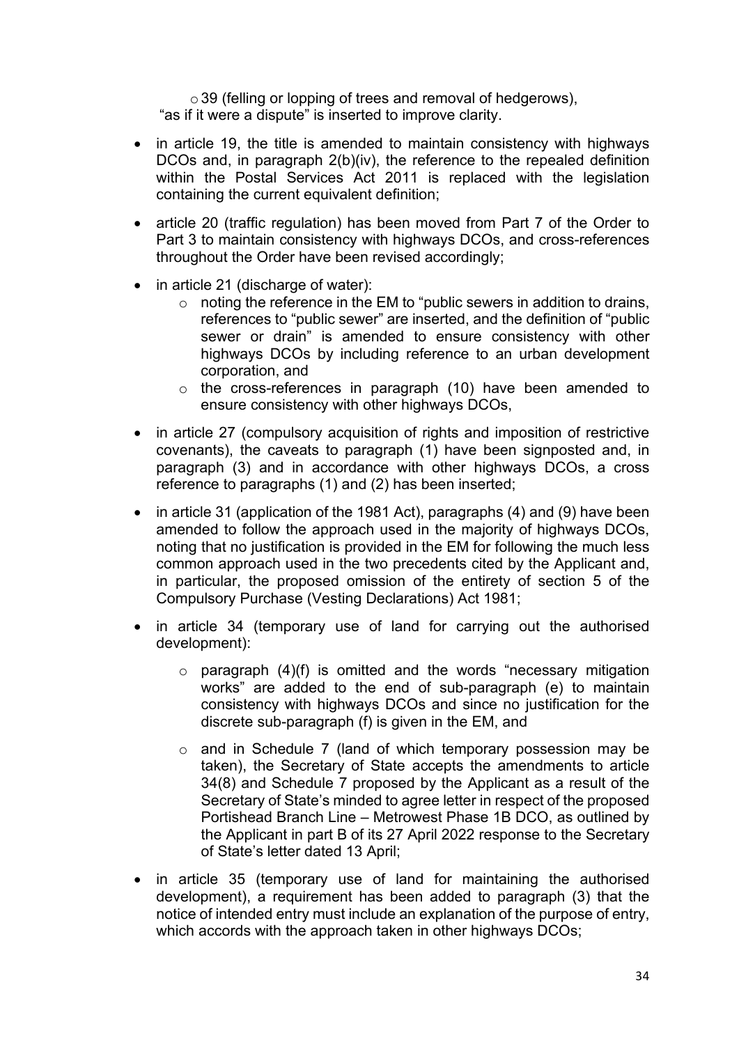- 39 (felling or lopping of trees and removal of hedgerows),

"as if it were a dispute" is inserted to improve clarity.

- in article 19, the title is amended to maintain consistency with highways DCOs and, in paragraph 2(b)(iv), the reference to the repealed definition within the Postal Services Act 2011 is replaced with the legislation containing the current equivalent definition;
- article 20 (traffic regulation) has been moved from Part 7 of the Order to Part 3 to maintain consistency with highways DCOs, and cross-references throughout the Order have been revised accordingly;
- in article 21 (discharge of water):
  - noting the reference in the EM to "public sewers in addition to drains, references to "public sewer" are inserted, and the definition of "public sewer or drain" is amended to ensure consistency with other highways DCOs by including reference to an urban development corporation, and
  - the cross-references in paragraph (10) have been amended to ensure consistency with other highways DCOs,
- in article 27 (compulsory acquisition of rights and imposition of restrictive covenants), the caveats to paragraph (1) have been signposted and, in paragraph (3) and in accordance with other highways DCOs, a cross reference to paragraphs (1) and (2) has been inserted;
- in article 31 (application of the 1981 Act), paragraphs (4) and (9) have been amended to follow the approach used in the majority of highways DCOs, noting that no justification is provided in the EM for following the much less common approach used in the two precedents cited by the Applicant and, in particular, the proposed omission of the entirety of section 5 of the Compulsory Purchase (Vesting Declarations) Act 1981;
- in article 34 (temporary use of land for carrying out the authorised development):
  - paragraph (4)(f) is omitted and the words "necessary mitigation works" are added to the end of sub-paragraph (e) to maintain consistency with highways DCOs and since no justification for the discrete sub-paragraph (f) is given in the EM, and
  - and in Schedule 7 (land of which temporary possession may be taken), the Secretary of State accepts the amendments to article 34(8) and Schedule 7 proposed by the Applicant as a result of the Secretary of State's minded to agree letter in respect of the proposed Portishead Branch Line – Metrowest Phase 1B DCO, as outlined by the Applicant in part B of its 27 April 2022 response to the Secretary of State's letter dated 13 April;
- in article 35 (temporary use of land for maintaining the authorised development), a requirement has been added to paragraph (3) that the notice of intended entry must include an explanation of the purpose of entry, which accords with the approach taken in other highways DCOs;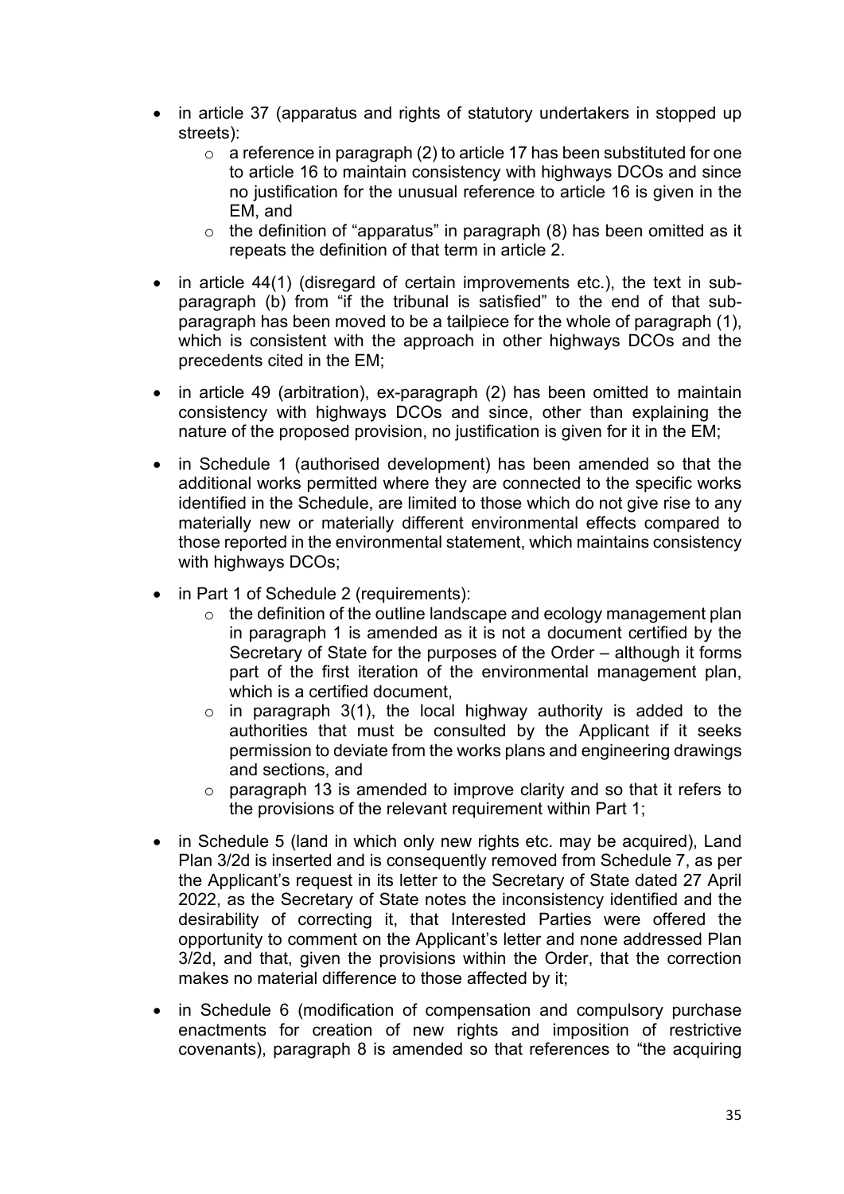- in article 37 (apparatus and rights of statutory undertakers in stopped up streets):
    - a reference in paragraph (2) to article 17 has been substituted for one to article 16 to maintain consistency with highways DCOs and since no justification for the unusual reference to article 16 is given in the EM, and
    - the definition of "apparatus" in paragraph (8) has been omitted as it repeats the definition of that term in article 2.
- in article 44(1) (disregard of certain improvements etc.), the text in sub-paragraph (b) from "if the tribunal is satisfied" to the end of that sub-paragraph has been moved to be a tailpiece for the whole of paragraph (1), which is consistent with the approach in other highways DCOs and the precedents cited in the EM;
- in article 49 (arbitration), ex-paragraph (2) has been omitted to maintain consistency with highways DCOs and since, other than explaining the nature of the proposed provision, no justification is given for it in the EM;
- in Schedule 1 (authorised development) has been amended so that the additional works permitted where they are connected to the specific works identified in the Schedule, are limited to those which do not give rise to any materially new or materially different environmental effects compared to those reported in the environmental statement, which maintains consistency with highways DCOs;
- in Part 1 of Schedule 2 (requirements):
    - the definition of the outline landscape and ecology management plan in paragraph 1 is amended as it is not a document certified by the Secretary of State for the purposes of the Order – although it forms part of the first iteration of the environmental management plan, which is a certified document,
    - in paragraph 3(1), the local highway authority is added to the authorities that must be consulted by the Applicant if it seeks permission to deviate from the works plans and engineering drawings and sections, and
    - paragraph 13 is amended to improve clarity and so that it refers to the provisions of the relevant requirement within Part 1;
- in Schedule 5 (land in which only new rights etc. may be acquired), Land Plan 3/2d is inserted and is consequently removed from Schedule 7, as per the Applicant's request in its letter to the Secretary of State dated 27 April 2022, as the Secretary of State notes the inconsistency identified and the desirability of correcting it, that Interested Parties were offered the opportunity to comment on the Applicant's letter and none addressed Plan 3/2d, and that, given the provisions within the Order, that the correction makes no material difference to those affected by it;
- in Schedule 6 (modification of compensation and compulsory purchase enactments for creation of new rights and imposition of restrictive covenants), paragraph 8 is amended so that references to "the acquiring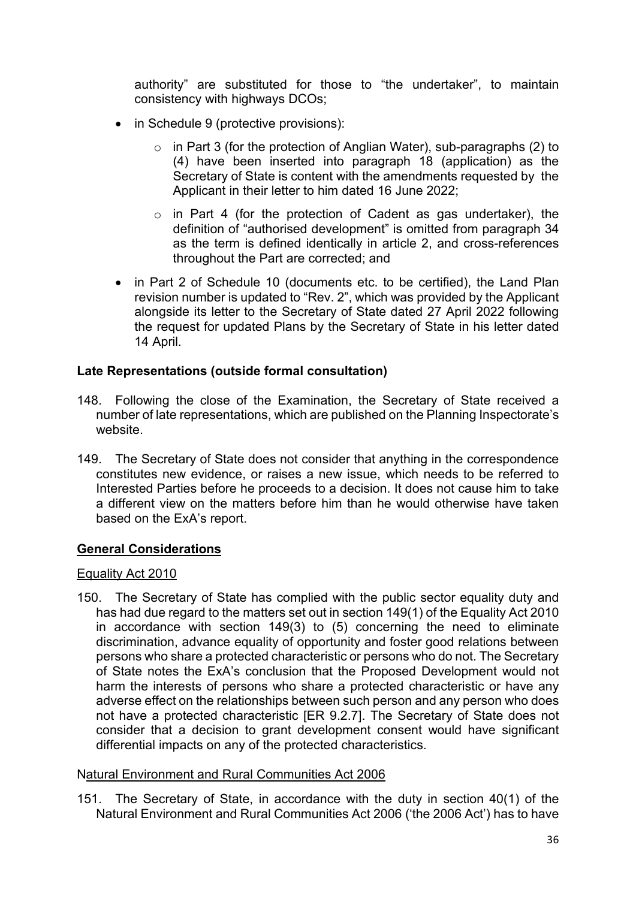authority" are substituted for those to "the undertaker", to maintain consistency with highways DCOs;

- in Schedule 9 (protective provisions):
  - in Part 3 (for the protection of Anglian Water), sub-paragraphs (2) to (4) have been inserted into paragraph 18 (application) as the Secretary of State is content with the amendments requested by the Applicant in their letter to him dated 16 June 2022;
  - in Part 4 (for the protection of Cadent as gas undertaker), the definition of "authorised development" is omitted from paragraph 34 as the term is defined identically in article 2, and cross-references throughout the Part are corrected; and
- in Part 2 of Schedule 10 (documents etc. to be certified), the Land Plan revision number is updated to "Rev. 2", which was provided by the Applicant alongside its letter to the Secretary of State dated 27 April 2022 following the request for updated Plans by the Secretary of State in his letter dated 14 April.

**Late Representations (outside formal consultation)**

148. Following the close of the Examination, the Secretary of State received a number of late representations, which are published on the Planning Inspectorate's website.

149. The Secretary of State does not consider that anything in the correspondence constitutes new evidence, or raises a new issue, which needs to be referred to Interested Parties before he proceeds to a decision. It does not cause him to take a different view on the matters before him than he would otherwise have taken based on the ExA's report.

**General Considerations**

Equality Act 2010

150. The Secretary of State has complied with the public sector equality duty and has had due regard to the matters set out in section 149(1) of the Equality Act 2010 in accordance with section 149(3) to (5) concerning the need to eliminate discrimination, advance equality of opportunity and foster good relations between persons who share a protected characteristic or persons who do not. The Secretary of State notes the ExA's conclusion that the Proposed Development would not harm the interests of persons who share a protected characteristic or have any adverse effect on the relationships between such person and any person who does not have a protected characteristic [ER 9.2.7]. The Secretary of State does not consider that a decision to grant development consent would have significant differential impacts on any of the protected characteristics.

Natural Environment and Rural Communities Act 2006

151. The Secretary of State, in accordance with the duty in section 40(1) of the Natural Environment and Rural Communities Act 2006 ('the 2006 Act') has to have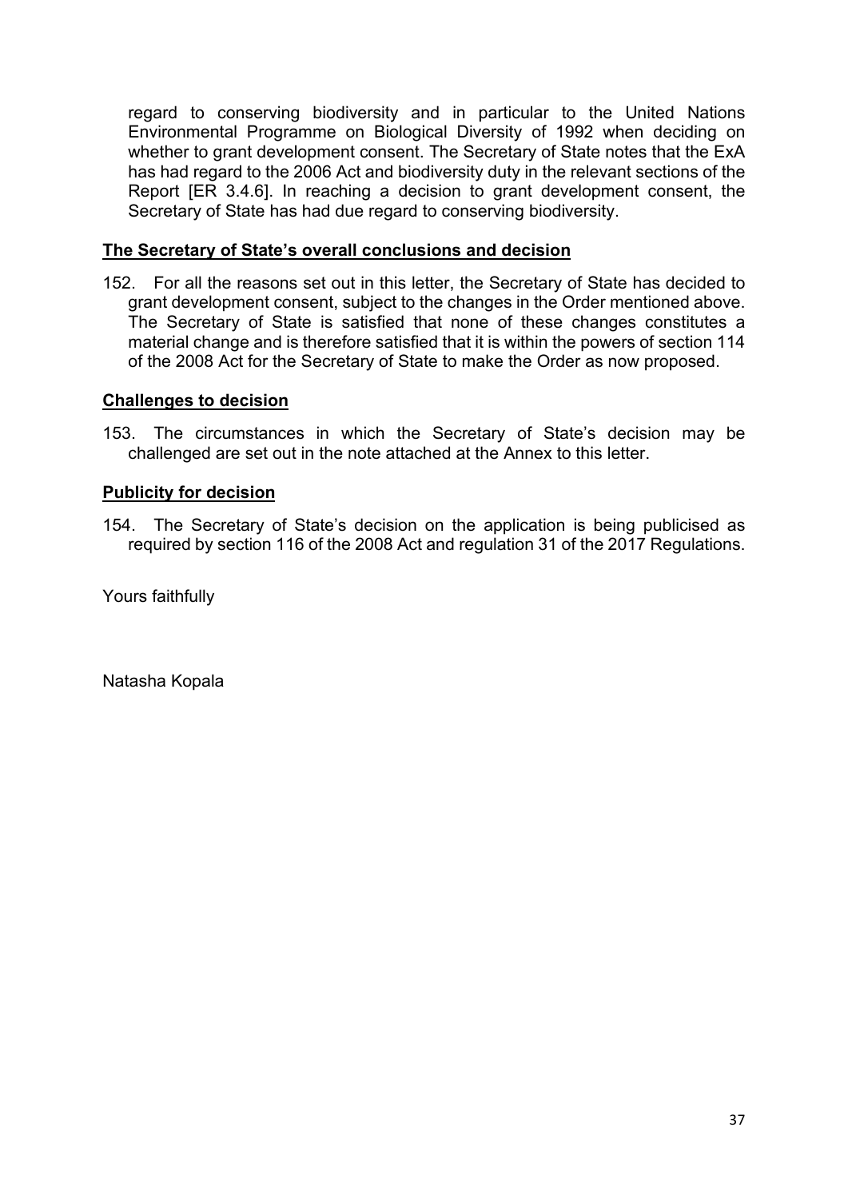regard to conserving biodiversity and in particular to the United Nations Environmental Programme on Biological Diversity of 1992 when deciding on whether to grant development consent. The Secretary of State notes that the ExA has had regard to the 2006 Act and biodiversity duty in the relevant sections of the Report [ER 3.4.6]. In reaching a decision to grant development consent, the Secretary of State has had due regard to conserving biodiversity.

**The Secretary of State's overall conclusions and decision**

152. For all the reasons set out in this letter, the Secretary of State has decided to grant development consent, subject to the changes in the Order mentioned above. The Secretary of State is satisfied that none of these changes constitutes a material change and is therefore satisfied that it is within the powers of section 114 of the 2008 Act for the Secretary of State to make the Order as now proposed.

**Challenges to decision**

153. The circumstances in which the Secretary of State's decision may be challenged are set out in the note attached at the Annex to this letter.

**Publicity for decision**

154. The Secretary of State's decision on the application is being publicised as required by section 116 of the 2008 Act and regulation 31 of the 2017 Regulations.

Yours faithfully

Natasha Kopala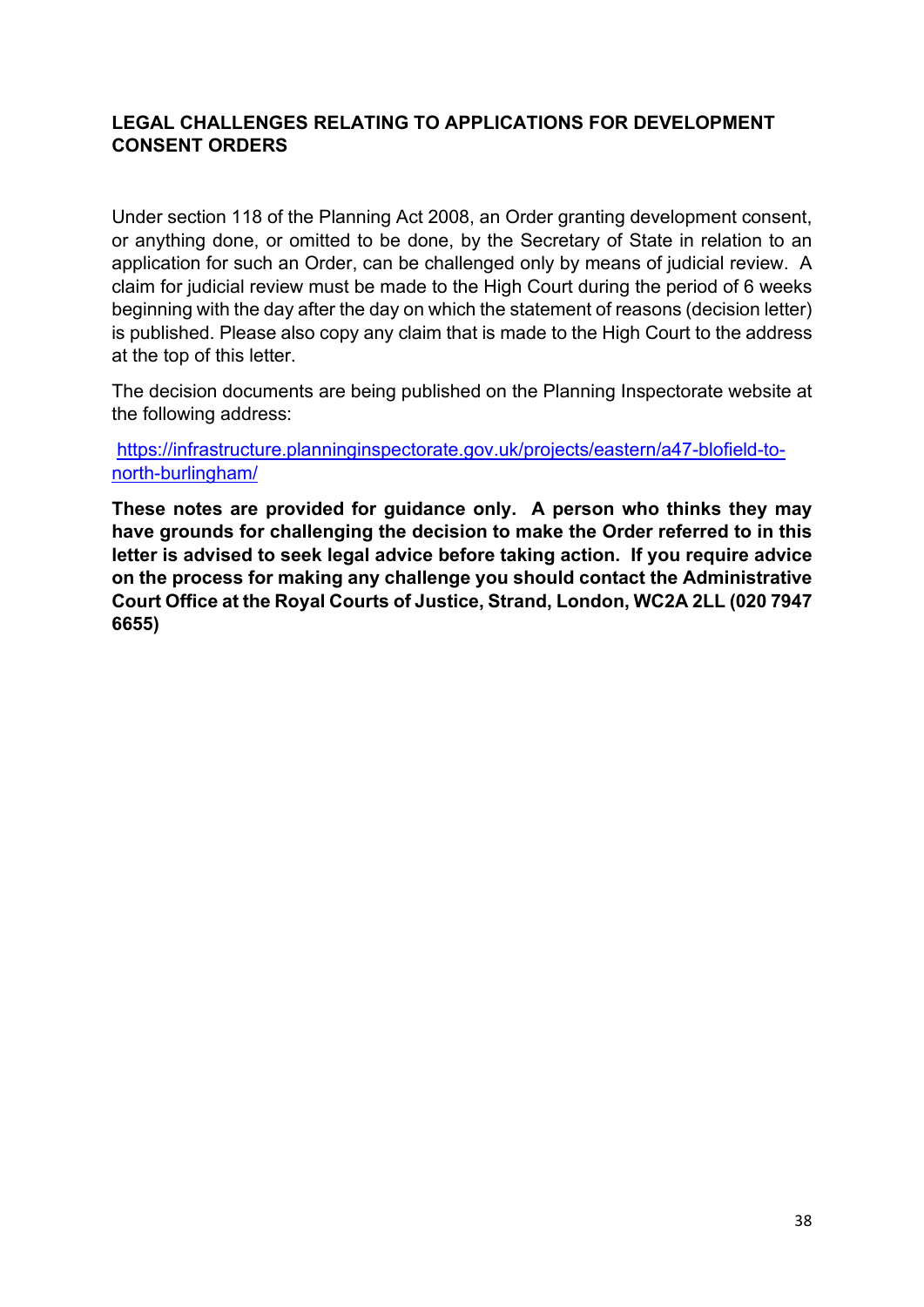## LEGAL CHALLENGES RELATING TO APPLICATIONS FOR DEVELOPMENT CONSENT ORDERS

Under section 118 of the Planning Act 2008, an Order granting development consent, or anything done, or omitted to be done, by the Secretary of State in relation to an application for such an Order, can be challenged only by means of judicial review. A claim for judicial review must be made to the High Court during the period of 6 weeks beginning with the day after the day on which the statement of reasons (decision letter) is published. Please also copy any claim that is made to the High Court to the address at the top of this letter.

The decision documents are being published on the Planning Inspectorate website at the following address:

https://infrastructure.planninginspectorate.gov.uk/projects/eastern/a47-blofield-to-north-burlingham/

**These notes are provided for guidance only. A person who thinks they may have grounds for challenging the decision to make the Order referred to in this letter is advised to seek legal advice before taking action. If you require advice on the process for making any challenge you should contact the Administrative Court Office at the Royal Courts of Justice, Strand, London, WC2A 2LL (020 7947 6655)**